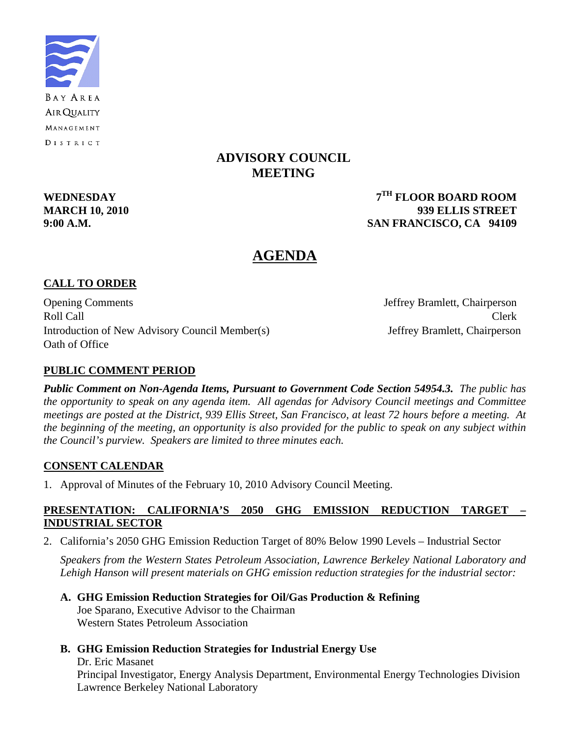BAY AREA
AIR QUALITY
MANAGEMENT
DISTRICT

# ADVISORY COUNCIL MEETING

**WEDNESDAY**
**MARCH 10, 2010**
**9:00 A.M.**

**7TH FLOOR BOARD ROOM**
**939 ELLIS STREET**
**SAN FRANCISCO, CA 94109**

# AGENDA

## CALL TO ORDER

Opening Comments — Jeffrey Bramlett, Chairperson
Roll Call — Clerk
Introduction of New Advisory Council Member(s) — Jeffrey Bramlett, Chairperson
Oath of Office

## PUBLIC COMMENT PERIOD

***Public Comment on Non-Agenda Items, Pursuant to Government Code Section 54954.3.*** *The public has the opportunity to speak on any agenda item. All agendas for Advisory Council meetings and Committee meetings are posted at the District, 939 Ellis Street, San Francisco, at least 72 hours before a meeting. At the beginning of the meeting, an opportunity is also provided for the public to speak on any subject within the Council's purview. Speakers are limited to three minutes each.*

## CONSENT CALENDAR

1. Approval of Minutes of the February 10, 2010 Advisory Council Meeting.

## PRESENTATION: CALIFORNIA'S 2050 GHG EMISSION REDUCTION TARGET – INDUSTRIAL SECTOR

2. California's 2050 GHG Emission Reduction Target of 80% Below 1990 Levels – Industrial Sector

   *Speakers from the Western States Petroleum Association, Lawrence Berkeley National Laboratory and Lehigh Hanson will present materials on GHG emission reduction strategies for the industrial sector:*

   **A. GHG Emission Reduction Strategies for Oil/Gas Production & Refining**
   Joe Sparano, Executive Advisor to the Chairman
   Western States Petroleum Association

   **B. GHG Emission Reduction Strategies for Industrial Energy Use**
   Dr. Eric Masanet
   Principal Investigator, Energy Analysis Department, Environmental Energy Technologies Division
   Lawrence Berkeley National Laboratory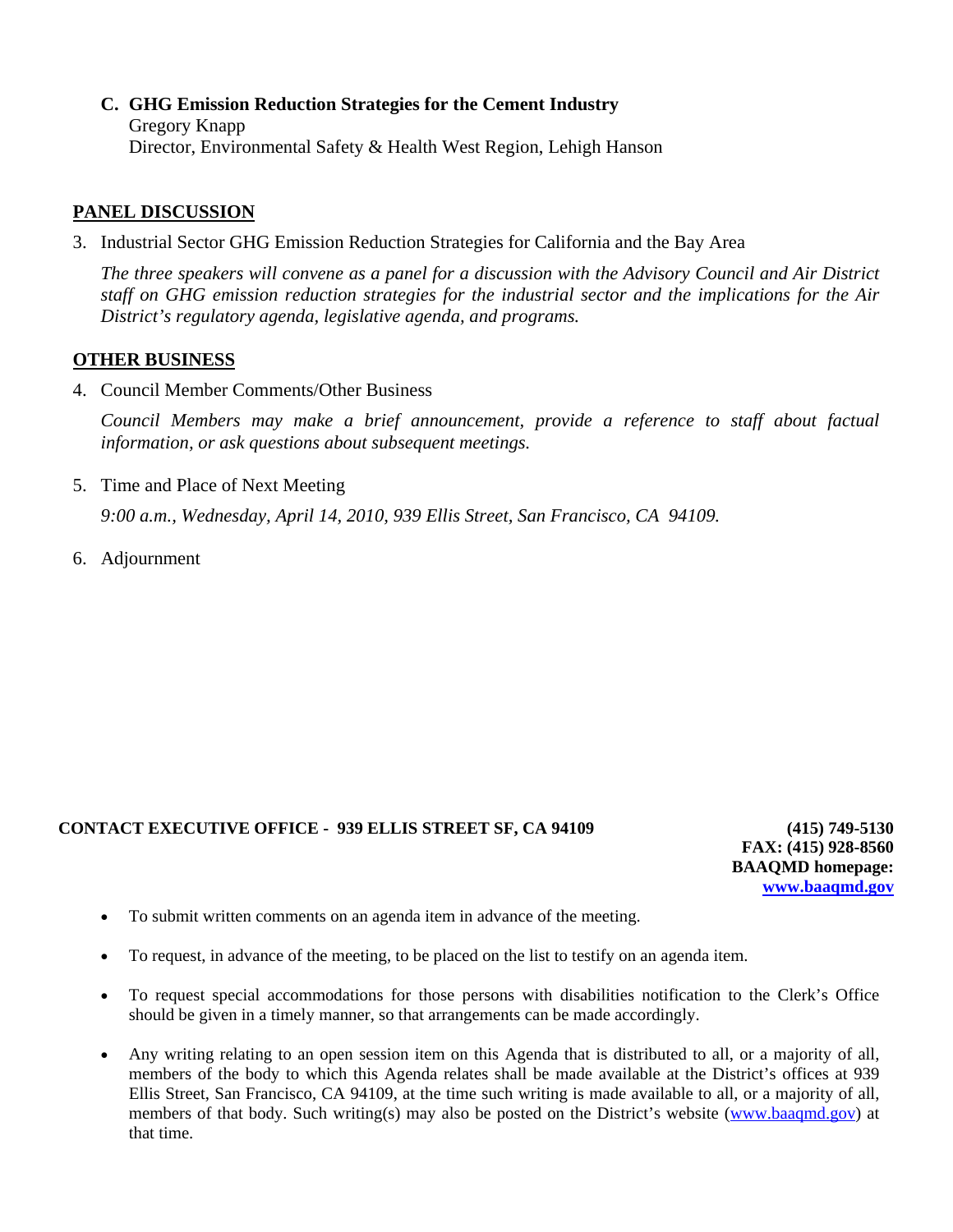**C. GHG Emission Reduction Strategies for the Cement Industry**
Gregory Knapp
Director, Environmental Safety & Health West Region, Lehigh Hanson

## PANEL DISCUSSION

3. Industrial Sector GHG Emission Reduction Strategies for California and the Bay Area

   *The three speakers will convene as a panel for a discussion with the Advisory Council and Air District staff on GHG emission reduction strategies for the industrial sector and the implications for the Air District's regulatory agenda, legislative agenda, and programs.*

## OTHER BUSINESS

4. Council Member Comments/Other Business

   *Council Members may make a brief announcement, provide a reference to staff about factual information, or ask questions about subsequent meetings.*

5. Time and Place of Next Meeting

   *9:00 a.m., Wednesday, April 14, 2010, 939 Ellis Street, San Francisco, CA 94109.*

6. Adjournment

**CONTACT EXECUTIVE OFFICE - 939 ELLIS STREET SF, CA 94109** **(415) 749-5130**
**FAX: (415) 928-8560**
**BAAQMD homepage:**
**www.baaqmd.gov**

- To submit written comments on an agenda item in advance of the meeting.
- To request, in advance of the meeting, to be placed on the list to testify on an agenda item.
- To request special accommodations for those persons with disabilities notification to the Clerk's Office should be given in a timely manner, so that arrangements can be made accordingly.
- Any writing relating to an open session item on this Agenda that is distributed to all, or a majority of all, members of the body to which this Agenda relates shall be made available at the District's offices at 939 Ellis Street, San Francisco, CA 94109, at the time such writing is made available to all, or a majority of all, members of that body. Such writing(s) may also be posted on the District's website (www.baaqmd.gov) at that time.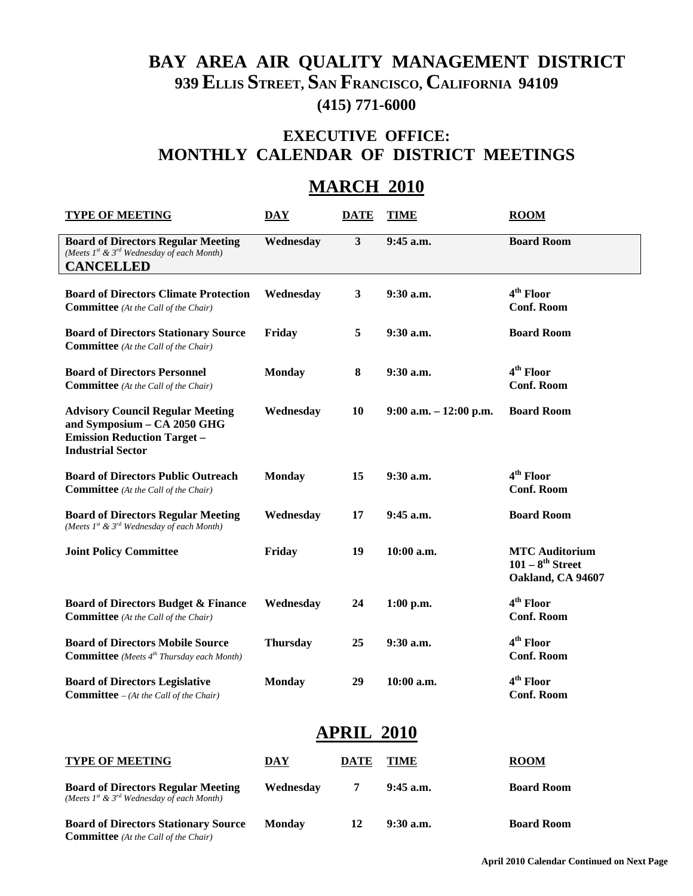# BAY AREA AIR QUALITY MANAGEMENT DISTRICT

**939 ELLIS STREET, SAN FRANCISCO, CALIFORNIA 94109**

**(415) 771-6000**

## EXECUTIVE OFFICE:
## MONTHLY CALENDAR OF DISTRICT MEETINGS

## MARCH 2010

| TYPE OF MEETING | DAY | DATE | TIME | ROOM |
|---|---|---|---|---|
| **Board of Directors Regular Meeting** *(Meets 1st & 3rd Wednesday of each Month)* **CANCELLED** | Wednesday | 3 | 9:45 a.m. | Board Room |
| **Board of Directors Climate Protection Committee** *(At the Call of the Chair)* | Wednesday | 3 | 9:30 a.m. | 4th Floor Conf. Room |
| **Board of Directors Stationary Source Committee** *(At the Call of the Chair)* | Friday | 5 | 9:30 a.m. | Board Room |
| **Board of Directors Personnel Committee** *(At the Call of the Chair)* | Monday | 8 | 9:30 a.m. | 4th Floor Conf. Room |
| **Advisory Council Regular Meeting and Symposium – CA 2050 GHG Emission Reduction Target – Industrial Sector** | Wednesday | 10 | 9:00 a.m. – 12:00 p.m. | Board Room |
| **Board of Directors Public Outreach Committee** *(At the Call of the Chair)* | Monday | 15 | 9:30 a.m. | 4th Floor Conf. Room |
| **Board of Directors Regular Meeting** *(Meets 1st & 3rd Wednesday of each Month)* | Wednesday | 17 | 9:45 a.m. | Board Room |
| **Joint Policy Committee** | Friday | 19 | 10:00 a.m. | MTC Auditorium 101 – 8th Street Oakland, CA 94607 |
| **Board of Directors Budget & Finance Committee** *(At the Call of the Chair)* | Wednesday | 24 | 1:00 p.m. | 4th Floor Conf. Room |
| **Board of Directors Mobile Source Committee** *(Meets 4th Thursday each Month)* | Thursday | 25 | 9:30 a.m. | 4th Floor Conf. Room |
| **Board of Directors Legislative Committee** – *(At the Call of the Chair)* | Monday | 29 | 10:00 a.m. | 4th Floor Conf. Room |

## APRIL 2010

| TYPE OF MEETING | DAY | DATE | TIME | ROOM |
|---|---|---|---|---|
| **Board of Directors Regular Meeting** *(Meets 1st & 3rd Wednesday of each Month)* | Wednesday | 7 | 9:45 a.m. | Board Room |
| **Board of Directors Stationary Source Committee** *(At the Call of the Chair)* | Monday | 12 | 9:30 a.m. | Board Room |

**April 2010 Calendar Continued on Next Page**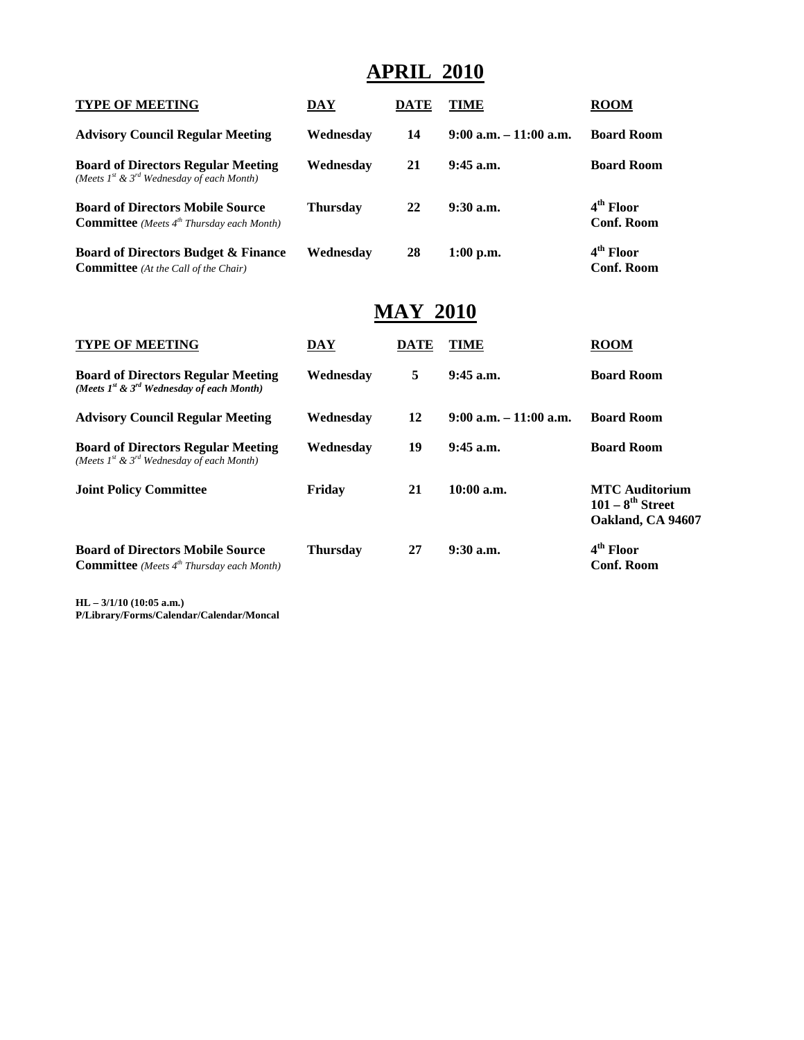# APRIL 2010

| TYPE OF MEETING | DAY | DATE | TIME | ROOM |
| --- | --- | --- | --- | --- |
| **Advisory Council Regular Meeting** | **Wednesday** | **14** | **9:00 a.m. – 11:00 a.m.** | **Board Room** |
| **Board of Directors Regular Meeting** *(Meets 1st & 3rd Wednesday of each Month)* | **Wednesday** | **21** | **9:45 a.m.** | **Board Room** |
| **Board of Directors Mobile Source Committee** *(Meets 4th Thursday each Month)* | **Thursday** | **22** | **9:30 a.m.** | **4th Floor Conf. Room** |
| **Board of Directors Budget & Finance Committee** *(At the Call of the Chair)* | **Wednesday** | **28** | **1:00 p.m.** | **4th Floor Conf. Room** |

# MAY 2010

| TYPE OF MEETING | DAY | DATE | TIME | ROOM |
| --- | --- | --- | --- | --- |
| **Board of Directors Regular Meeting** ***(Meets 1st & 3rd Wednesday of each Month)*** | **Wednesday** | **5** | **9:45 a.m.** | **Board Room** |
| **Advisory Council Regular Meeting** | **Wednesday** | **12** | **9:00 a.m. – 11:00 a.m.** | **Board Room** |
| **Board of Directors Regular Meeting** *(Meets 1st & 3rd Wednesday of each Month)* | **Wednesday** | **19** | **9:45 a.m.** | **Board Room** |
| **Joint Policy Committee** | **Friday** | **21** | **10:00 a.m.** | **MTC Auditorium 101 – 8th Street Oakland, CA 94607** |
| **Board of Directors Mobile Source Committee** *(Meets 4th Thursday each Month)* | **Thursday** | **27** | **9:30 a.m.** | **4th Floor Conf. Room** |

**HL – 3/1/10 (10:05 a.m.)**
**P/Library/Forms/Calendar/Calendar/Moncal**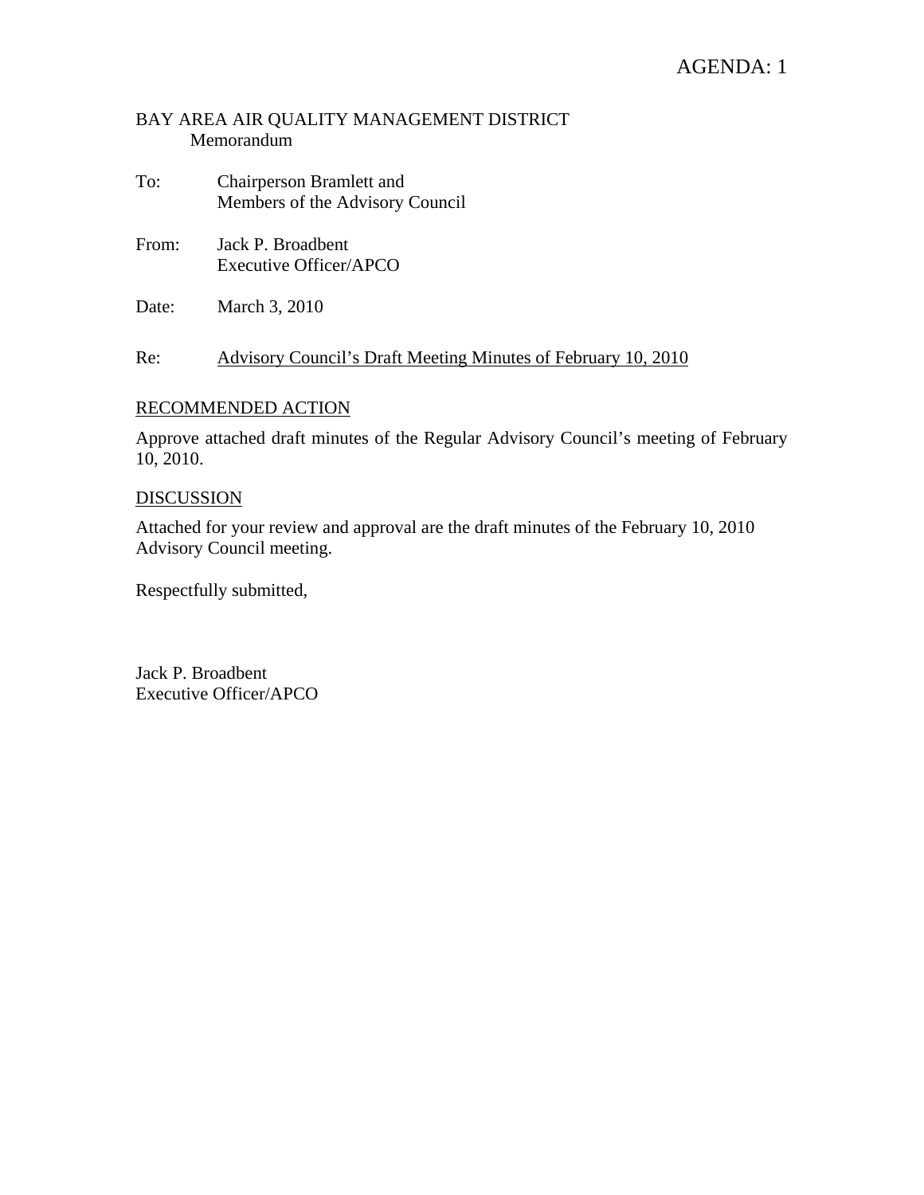AGENDA: 1

BAY AREA AIR QUALITY MANAGEMENT DISTRICT
Memorandum

To: Chairperson Bramlett and
Members of the Advisory Council

From: Jack P. Broadbent
Executive Officer/APCO

Date: March 3, 2010

Re: Advisory Council's Draft Meeting Minutes of February 10, 2010

## RECOMMENDED ACTION

Approve attached draft minutes of the Regular Advisory Council's meeting of February 10, 2010.

## DISCUSSION

Attached for your review and approval are the draft minutes of the February 10, 2010 Advisory Council meeting.

Respectfully submitted,

Jack P. Broadbent
Executive Officer/APCO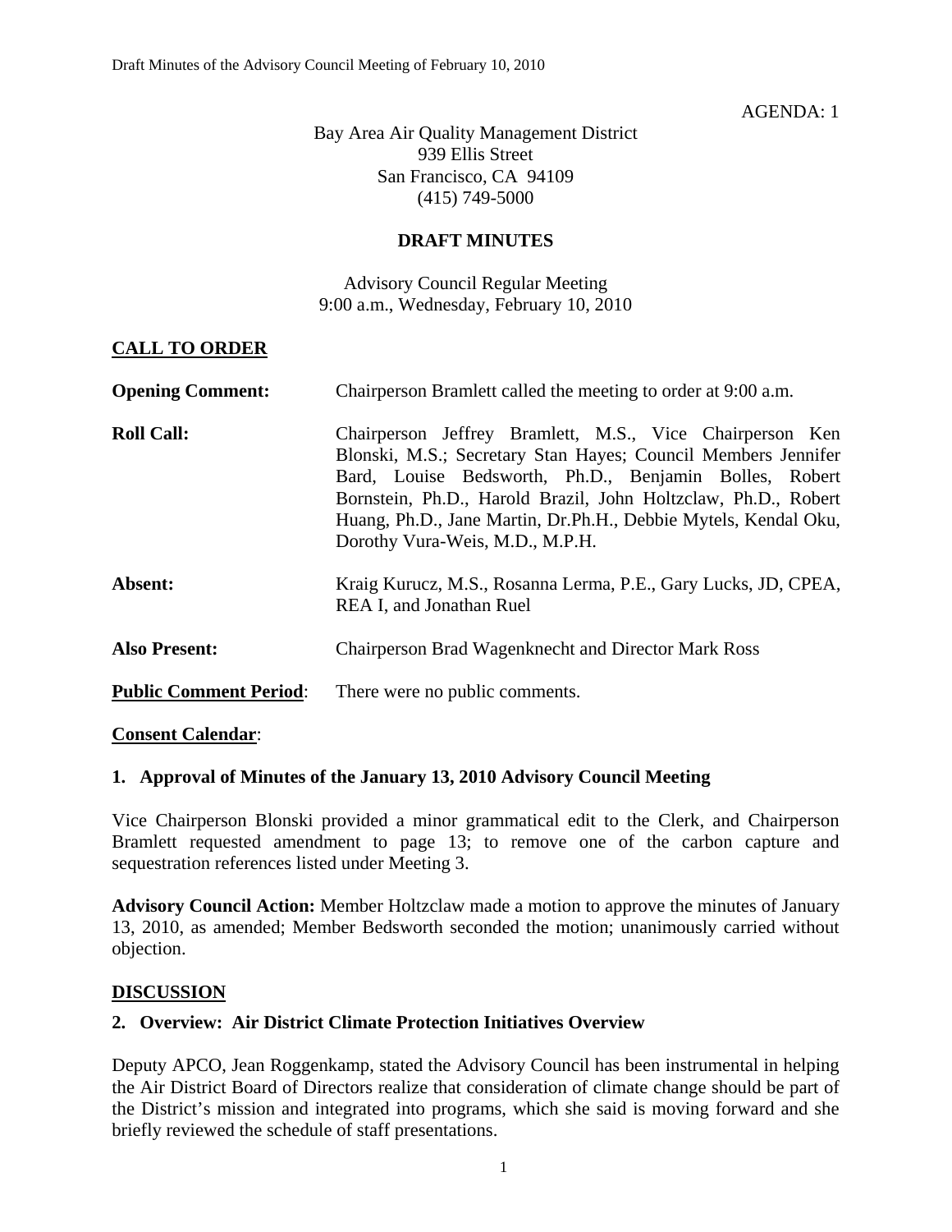AGENDA: 1

Bay Area Air Quality Management District
939 Ellis Street
San Francisco, CA 94109
(415) 749-5000

**DRAFT MINUTES**

Advisory Council Regular Meeting
9:00 a.m., Wednesday, February 10, 2010

## CALL TO ORDER

**Opening Comment:** Chairperson Bramlett called the meeting to order at 9:00 a.m.

**Roll Call:** Chairperson Jeffrey Bramlett, M.S., Vice Chairperson Ken Blonski, M.S.; Secretary Stan Hayes; Council Members Jennifer Bard, Louise Bedsworth, Ph.D., Benjamin Bolles, Robert Bornstein, Ph.D., Harold Brazil, John Holtzclaw, Ph.D., Robert Huang, Ph.D., Jane Martin, Dr.Ph.H., Debbie Mytels, Kendal Oku, Dorothy Vura-Weis, M.D., M.P.H.

**Absent:** Kraig Kurucz, M.S., Rosanna Lerma, P.E., Gary Lucks, JD, CPEA, REA I, and Jonathan Ruel

**Also Present:** Chairperson Brad Wagenknecht and Director Mark Ross

**Public Comment Period**: There were no public comments.

**Consent Calendar**:

### 1. Approval of Minutes of the January 13, 2010 Advisory Council Meeting

Vice Chairperson Blonski provided a minor grammatical edit to the Clerk, and Chairperson Bramlett requested amendment to page 13; to remove one of the carbon capture and sequestration references listed under Meeting 3.

**Advisory Council Action:** Member Holtzclaw made a motion to approve the minutes of January 13, 2010, as amended; Member Bedsworth seconded the motion; unanimously carried without objection.

## DISCUSSION

### 2. Overview: Air District Climate Protection Initiatives Overview

Deputy APCO, Jean Roggenkamp, stated the Advisory Council has been instrumental in helping the Air District Board of Directors realize that consideration of climate change should be part of the District's mission and integrated into programs, which she said is moving forward and she briefly reviewed the schedule of staff presentations.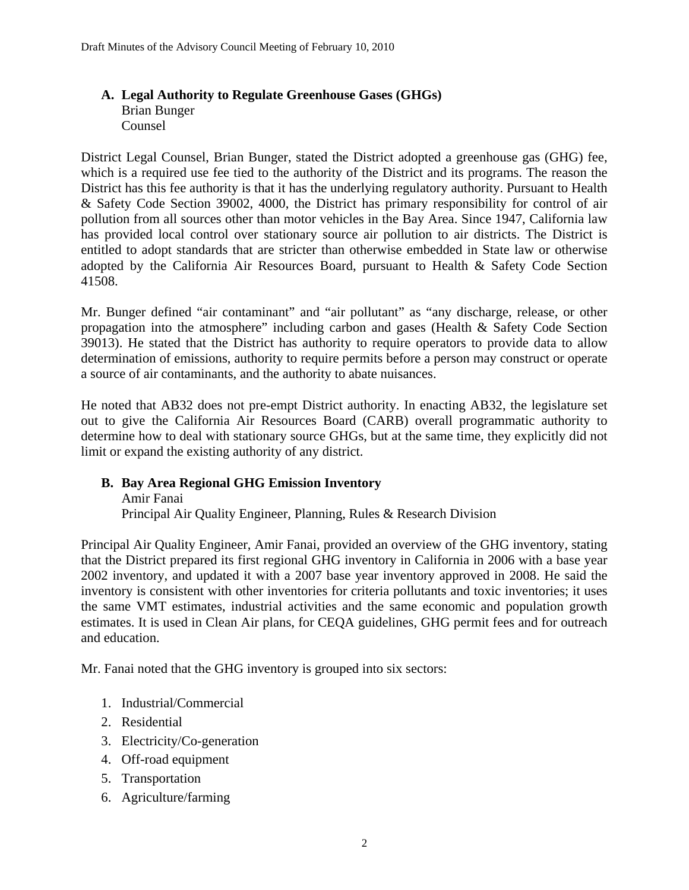### A. Legal Authority to Regulate Greenhouse Gases (GHGs)

Brian Bunger
Counsel

District Legal Counsel, Brian Bunger, stated the District adopted a greenhouse gas (GHG) fee, which is a required use fee tied to the authority of the District and its programs. The reason the District has this fee authority is that it has the underlying regulatory authority. Pursuant to Health & Safety Code Section 39002, 4000, the District has primary responsibility for control of air pollution from all sources other than motor vehicles in the Bay Area. Since 1947, California law has provided local control over stationary source air pollution to air districts. The District is entitled to adopt standards that are stricter than otherwise embedded in State law or otherwise adopted by the California Air Resources Board, pursuant to Health & Safety Code Section 41508.

Mr. Bunger defined "air contaminant" and "air pollutant" as "any discharge, release, or other propagation into the atmosphere" including carbon and gases (Health & Safety Code Section 39013). He stated that the District has authority to require operators to provide data to allow determination of emissions, authority to require permits before a person may construct or operate a source of air contaminants, and the authority to abate nuisances.

He noted that AB32 does not pre-empt District authority. In enacting AB32, the legislature set out to give the California Air Resources Board (CARB) overall programmatic authority to determine how to deal with stationary source GHGs, but at the same time, they explicitly did not limit or expand the existing authority of any district.

### B. Bay Area Regional GHG Emission Inventory

Amir Fanai
Principal Air Quality Engineer, Planning, Rules & Research Division

Principal Air Quality Engineer, Amir Fanai, provided an overview of the GHG inventory, stating that the District prepared its first regional GHG inventory in California in 2006 with a base year 2002 inventory, and updated it with a 2007 base year inventory approved in 2008. He said the inventory is consistent with other inventories for criteria pollutants and toxic inventories; it uses the same VMT estimates, industrial activities and the same economic and population growth estimates. It is used in Clean Air plans, for CEQA guidelines, GHG permit fees and for outreach and education.

Mr. Fanai noted that the GHG inventory is grouped into six sectors:

1. Industrial/Commercial
2. Residential
3. Electricity/Co-generation
4. Off-road equipment
5. Transportation
6. Agriculture/farming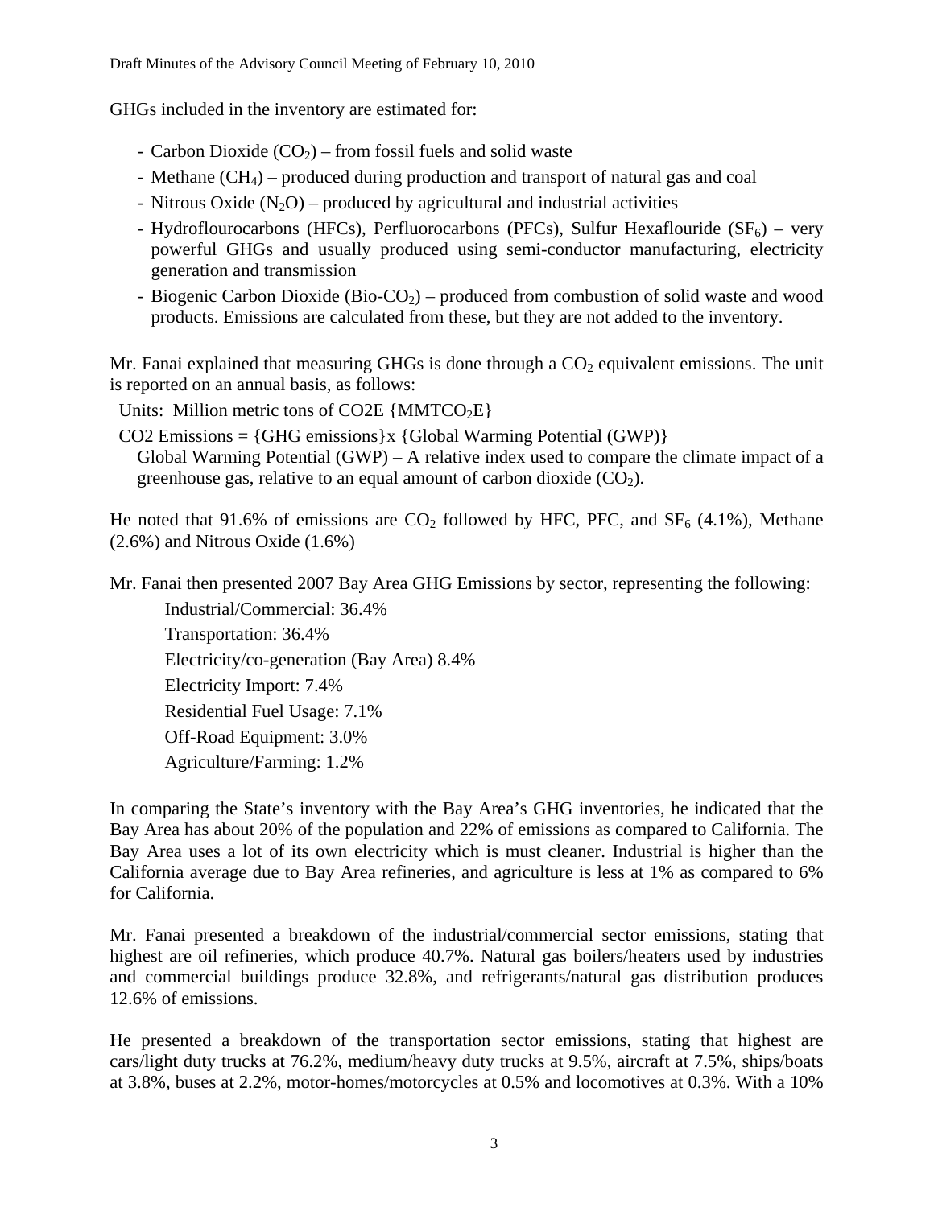GHGs included in the inventory are estimated for:

- Carbon Dioxide ($CO_2$) – from fossil fuels and solid waste
- Methane ($CH_4$) – produced during production and transport of natural gas and coal
- Nitrous Oxide ($N_2O$) – produced by agricultural and industrial activities
- Hydroflourocarbons (HFCs), Perfluorocarbons (PFCs), Sulfur Hexaflouride ($SF_6$) – very powerful GHGs and usually produced using semi-conductor manufacturing, electricity generation and transmission
- Biogenic Carbon Dioxide (Bio-$CO_2$) – produced from combustion of solid waste and wood products. Emissions are calculated from these, but they are not added to the inventory.

Mr. Fanai explained that measuring GHGs is done through a $CO_2$ equivalent emissions. The unit is reported on an annual basis, as follows:

Units: Million metric tons of CO2E {$MMTCO_2E$}

CO2 Emissions = {GHG emissions}x {Global Warming Potential (GWP)}

Global Warming Potential (GWP) – A relative index used to compare the climate impact of a greenhouse gas, relative to an equal amount of carbon dioxide ($CO_2$).

He noted that 91.6% of emissions are $CO_2$ followed by HFC, PFC, and $SF_6$ (4.1%), Methane (2.6%) and Nitrous Oxide (1.6%)

Mr. Fanai then presented 2007 Bay Area GHG Emissions by sector, representing the following:

Industrial/Commercial: 36.4%
Transportation: 36.4%
Electricity/co-generation (Bay Area) 8.4%
Electricity Import: 7.4%
Residential Fuel Usage: 7.1%
Off-Road Equipment: 3.0%
Agriculture/Farming: 1.2%

In comparing the State's inventory with the Bay Area's GHG inventories, he indicated that the Bay Area has about 20% of the population and 22% of emissions as compared to California. The Bay Area uses a lot of its own electricity which is must cleaner. Industrial is higher than the California average due to Bay Area refineries, and agriculture is less at 1% as compared to 6% for California.

Mr. Fanai presented a breakdown of the industrial/commercial sector emissions, stating that highest are oil refineries, which produce 40.7%. Natural gas boilers/heaters used by industries and commercial buildings produce 32.8%, and refrigerants/natural gas distribution produces 12.6% of emissions.

He presented a breakdown of the transportation sector emissions, stating that highest are cars/light duty trucks at 76.2%, medium/heavy duty trucks at 9.5%, aircraft at 7.5%, ships/boats at 3.8%, buses at 2.2%, motor-homes/motorcycles at 0.5% and locomotives at 0.3%. With a 10%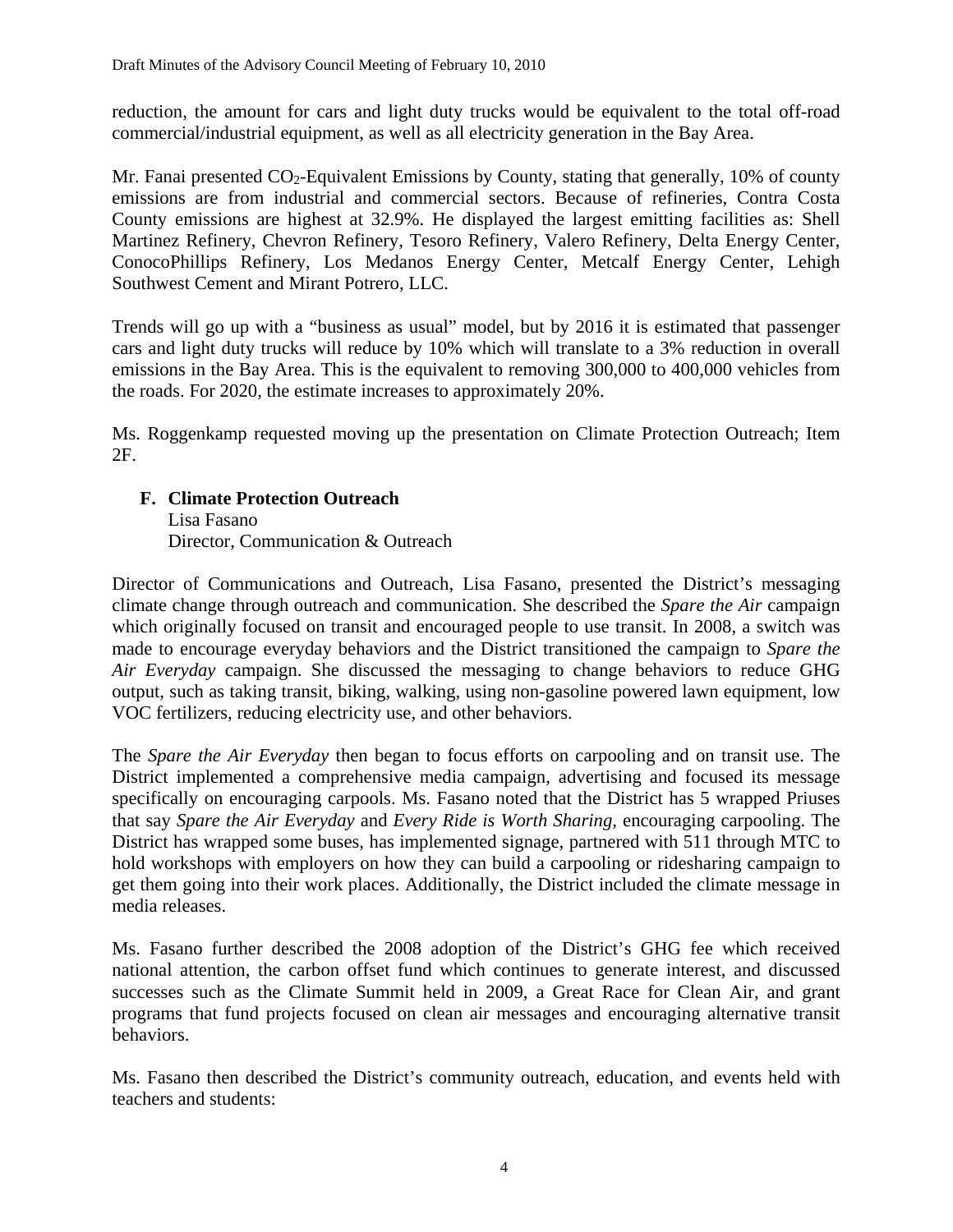reduction, the amount for cars and light duty trucks would be equivalent to the total off-road commercial/industrial equipment, as well as all electricity generation in the Bay Area.

Mr. Fanai presented $CO_2$-Equivalent Emissions by County, stating that generally, 10% of county emissions are from industrial and commercial sectors. Because of refineries, Contra Costa County emissions are highest at 32.9%. He displayed the largest emitting facilities as: Shell Martinez Refinery, Chevron Refinery, Tesoro Refinery, Valero Refinery, Delta Energy Center, ConocoPhillips Refinery, Los Medanos Energy Center, Metcalf Energy Center, Lehigh Southwest Cement and Mirant Potrero, LLC.

Trends will go up with a "business as usual" model, but by 2016 it is estimated that passenger cars and light duty trucks will reduce by 10% which will translate to a 3% reduction in overall emissions in the Bay Area. This is the equivalent to removing 300,000 to 400,000 vehicles from the roads. For 2020, the estimate increases to approximately 20%.

Ms. Roggenkamp requested moving up the presentation on Climate Protection Outreach; Item 2F.

**F. Climate Protection Outreach**
Lisa Fasano
Director, Communication & Outreach

Director of Communications and Outreach, Lisa Fasano, presented the District's messaging climate change through outreach and communication. She described the *Spare the Air* campaign which originally focused on transit and encouraged people to use transit. In 2008, a switch was made to encourage everyday behaviors and the District transitioned the campaign to *Spare the Air Everyday* campaign. She discussed the messaging to change behaviors to reduce GHG output, such as taking transit, biking, walking, using non-gasoline powered lawn equipment, low VOC fertilizers, reducing electricity use, and other behaviors.

The *Spare the Air Everyday* then began to focus efforts on carpooling and on transit use. The District implemented a comprehensive media campaign, advertising and focused its message specifically on encouraging carpools. Ms. Fasano noted that the District has 5 wrapped Priuses that say *Spare the Air Everyday* and *Every Ride is Worth Sharing*, encouraging carpooling. The District has wrapped some buses, has implemented signage, partnered with 511 through MTC to hold workshops with employers on how they can build a carpooling or ridesharing campaign to get them going into their work places. Additionally, the District included the climate message in media releases.

Ms. Fasano further described the 2008 adoption of the District's GHG fee which received national attention, the carbon offset fund which continues to generate interest, and discussed successes such as the Climate Summit held in 2009, a Great Race for Clean Air, and grant programs that fund projects focused on clean air messages and encouraging alternative transit behaviors.

Ms. Fasano then described the District's community outreach, education, and events held with teachers and students: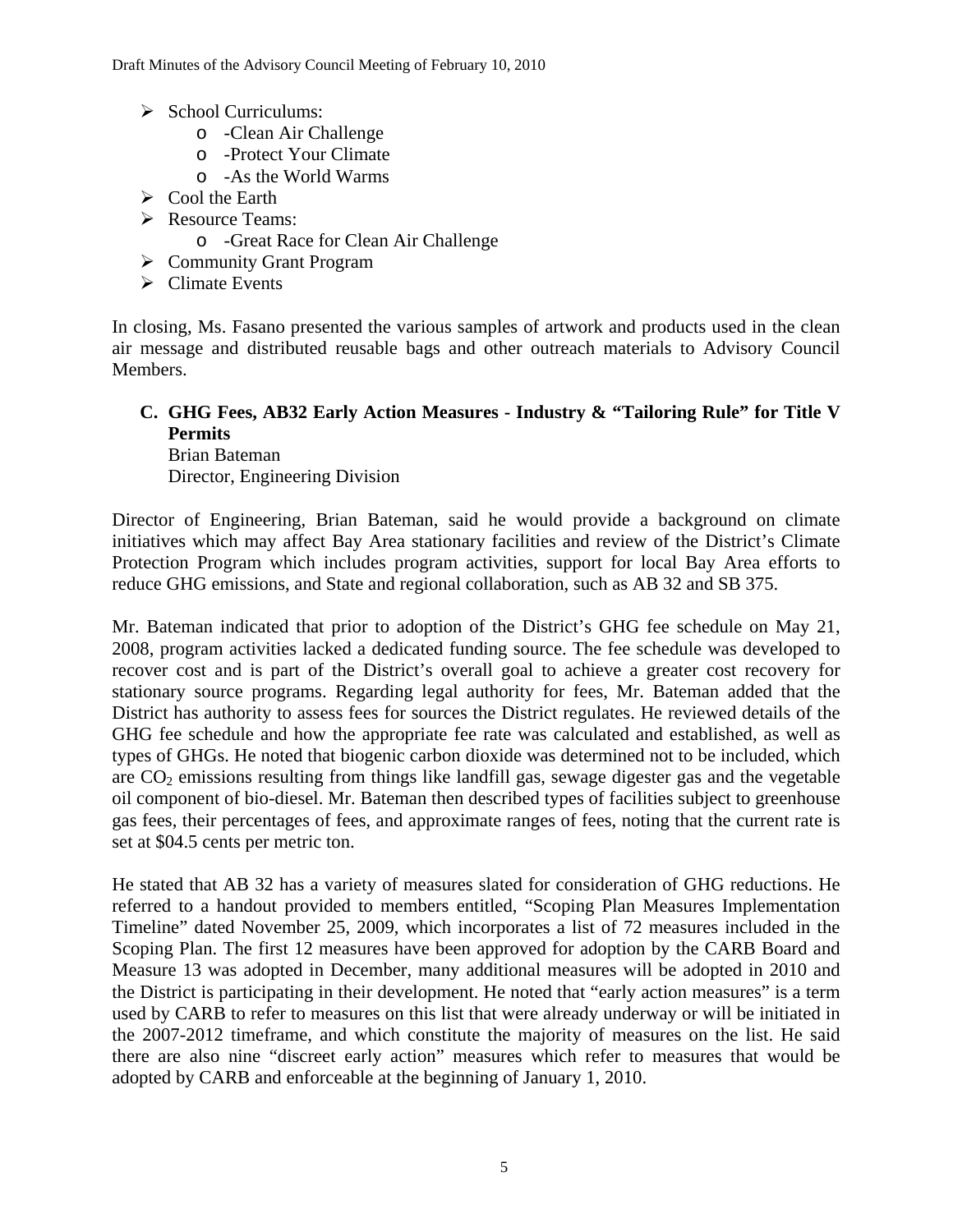- School Curriculums:
  - -Clean Air Challenge
  - -Protect Your Climate
  - -As the World Warms
- Cool the Earth
- Resource Teams:
  - -Great Race for Clean Air Challenge
- Community Grant Program
- Climate Events

In closing, Ms. Fasano presented the various samples of artwork and products used in the clean air message and distributed reusable bags and other outreach materials to Advisory Council Members.

**C. GHG Fees, AB32 Early Action Measures - Industry & "Tailoring Rule" for Title V Permits**
Brian Bateman
Director, Engineering Division

Director of Engineering, Brian Bateman, said he would provide a background on climate initiatives which may affect Bay Area stationary facilities and review of the District's Climate Protection Program which includes program activities, support for local Bay Area efforts to reduce GHG emissions, and State and regional collaboration, such as AB 32 and SB 375.

Mr. Bateman indicated that prior to adoption of the District's GHG fee schedule on May 21, 2008, program activities lacked a dedicated funding source. The fee schedule was developed to recover cost and is part of the District's overall goal to achieve a greater cost recovery for stationary source programs. Regarding legal authority for fees, Mr. Bateman added that the District has authority to assess fees for sources the District regulates. He reviewed details of the GHG fee schedule and how the appropriate fee rate was calculated and established, as well as types of GHGs. He noted that biogenic carbon dioxide was determined not to be included, which are $CO_2$ emissions resulting from things like landfill gas, sewage digester gas and the vegetable oil component of bio-diesel. Mr. Bateman then described types of facilities subject to greenhouse gas fees, their percentages of fees, and approximate ranges of fees, noting that the current rate is set at $04.5 cents per metric ton.

He stated that AB 32 has a variety of measures slated for consideration of GHG reductions. He referred to a handout provided to members entitled, "Scoping Plan Measures Implementation Timeline" dated November 25, 2009, which incorporates a list of 72 measures included in the Scoping Plan. The first 12 measures have been approved for adoption by the CARB Board and Measure 13 was adopted in December, many additional measures will be adopted in 2010 and the District is participating in their development. He noted that "early action measures" is a term used by CARB to refer to measures on this list that were already underway or will be initiated in the 2007-2012 timeframe, and which constitute the majority of measures on the list. He said there are also nine "discreet early action" measures which refer to measures that would be adopted by CARB and enforceable at the beginning of January 1, 2010.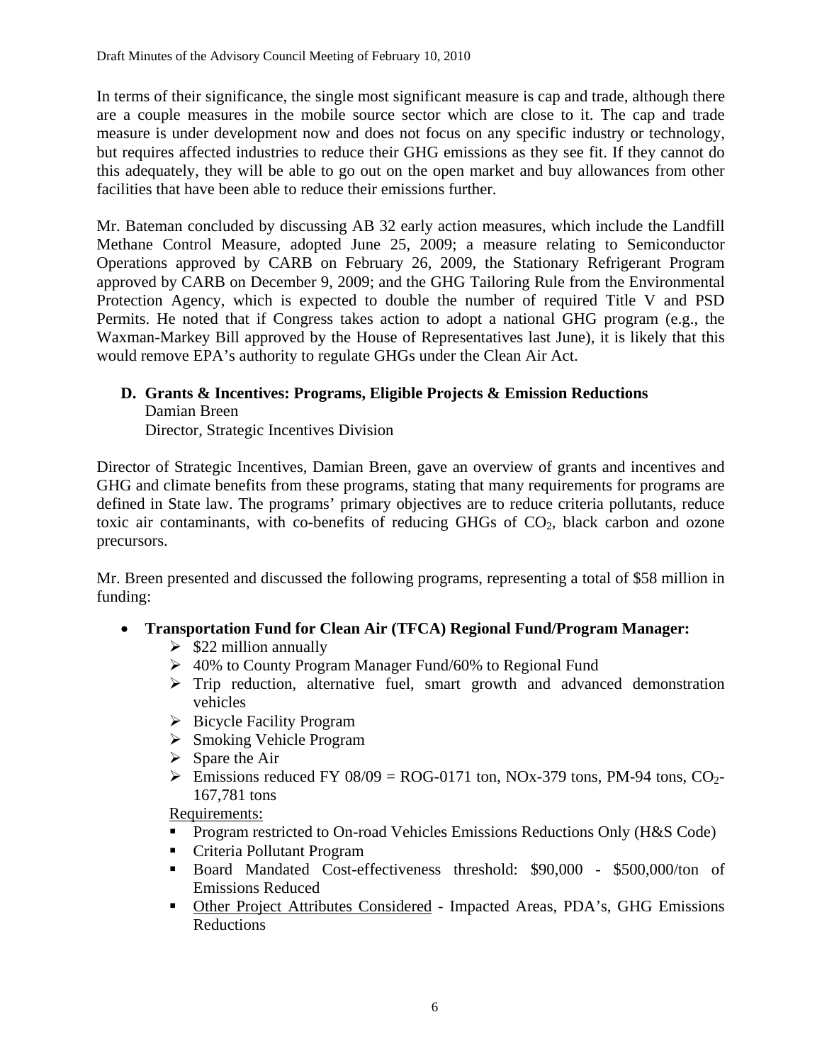In terms of their significance, the single most significant measure is cap and trade, although there are a couple measures in the mobile source sector which are close to it. The cap and trade measure is under development now and does not focus on any specific industry or technology, but requires affected industries to reduce their GHG emissions as they see fit. If they cannot do this adequately, they will be able to go out on the open market and buy allowances from other facilities that have been able to reduce their emissions further.

Mr. Bateman concluded by discussing AB 32 early action measures, which include the Landfill Methane Control Measure, adopted June 25, 2009; a measure relating to Semiconductor Operations approved by CARB on February 26, 2009, the Stationary Refrigerant Program approved by CARB on December 9, 2009; and the GHG Tailoring Rule from the Environmental Protection Agency, which is expected to double the number of required Title V and PSD Permits. He noted that if Congress takes action to adopt a national GHG program (e.g., the Waxman-Markey Bill approved by the House of Representatives last June), it is likely that this would remove EPA's authority to regulate GHGs under the Clean Air Act.

**D. Grants & Incentives: Programs, Eligible Projects & Emission Reductions**
Damian Breen
Director, Strategic Incentives Division

Director of Strategic Incentives, Damian Breen, gave an overview of grants and incentives and GHG and climate benefits from these programs, stating that many requirements for programs are defined in State law. The programs' primary objectives are to reduce criteria pollutants, reduce toxic air contaminants, with co-benefits of reducing GHGs of $CO_2$, black carbon and ozone precursors.

Mr. Breen presented and discussed the following programs, representing a total of $58 million in funding:

- **Transportation Fund for Clean Air (TFCA) Regional Fund/Program Manager:**
  - $22 million annually
  - 40% to County Program Manager Fund/60% to Regional Fund
  - Trip reduction, alternative fuel, smart growth and advanced demonstration vehicles
  - Bicycle Facility Program
  - Smoking Vehicle Program
  - Spare the Air
  - Emissions reduced FY 08/09 = ROG-0171 ton, NOx-379 tons, PM-94 tons, $CO_2$-167,781 tons

  Requirements:
  - Program restricted to On-road Vehicles Emissions Reductions Only (H&S Code)
  - Criteria Pollutant Program
  - Board Mandated Cost-effectiveness threshold: $90,000 - $500,000/ton of Emissions Reduced
  - Other Project Attributes Considered - Impacted Areas, PDA's, GHG Emissions Reductions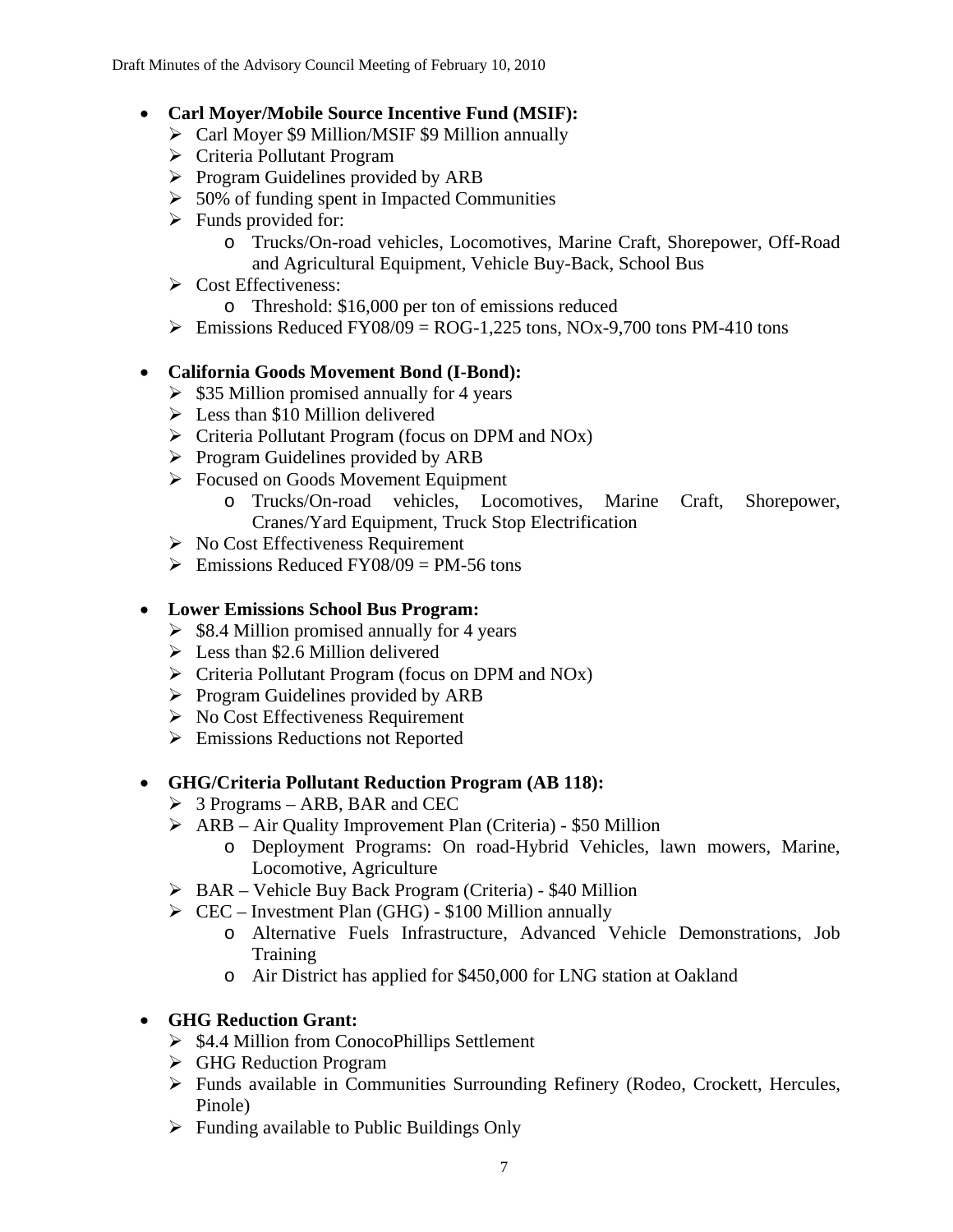- **Carl Moyer/Mobile Source Incentive Fund (MSIF):**
  - Carl Moyer $9 Million/MSIF $9 Million annually
  - Criteria Pollutant Program
  - Program Guidelines provided by ARB
  - 50% of funding spent in Impacted Communities
  - Funds provided for:
    - Trucks/On-road vehicles, Locomotives, Marine Craft, Shorepower, Off-Road and Agricultural Equipment, Vehicle Buy-Back, School Bus
  - Cost Effectiveness:
    - Threshold: $16,000 per ton of emissions reduced
  - Emissions Reduced FY08/09 = ROG-1,225 tons, NOx-9,700 tons PM-410 tons

- **California Goods Movement Bond (I-Bond):**
  - $35 Million promised annually for 4 years
  - Less than $10 Million delivered
  - Criteria Pollutant Program (focus on DPM and NOx)
  - Program Guidelines provided by ARB
  - Focused on Goods Movement Equipment
    - Trucks/On-road vehicles, Locomotives, Marine Craft, Shorepower, Cranes/Yard Equipment, Truck Stop Electrification
  - No Cost Effectiveness Requirement
  - Emissions Reduced FY08/09 = PM-56 tons

- **Lower Emissions School Bus Program:**
  - $8.4 Million promised annually for 4 years
  - Less than $2.6 Million delivered
  - Criteria Pollutant Program (focus on DPM and NOx)
  - Program Guidelines provided by ARB
  - No Cost Effectiveness Requirement
  - Emissions Reductions not Reported

- **GHG/Criteria Pollutant Reduction Program (AB 118):**
  - 3 Programs – ARB, BAR and CEC
  - ARB – Air Quality Improvement Plan (Criteria) - $50 Million
    - Deployment Programs: On road-Hybrid Vehicles, lawn mowers, Marine, Locomotive, Agriculture
  - BAR – Vehicle Buy Back Program (Criteria) - $40 Million
  - CEC – Investment Plan (GHG) - $100 Million annually
    - Alternative Fuels Infrastructure, Advanced Vehicle Demonstrations, Job Training
    - Air District has applied for $450,000 for LNG station at Oakland

- **GHG Reduction Grant:**
  - $4.4 Million from ConocoPhillips Settlement
  - GHG Reduction Program
  - Funds available in Communities Surrounding Refinery (Rodeo, Crockett, Hercules, Pinole)
  - Funding available to Public Buildings Only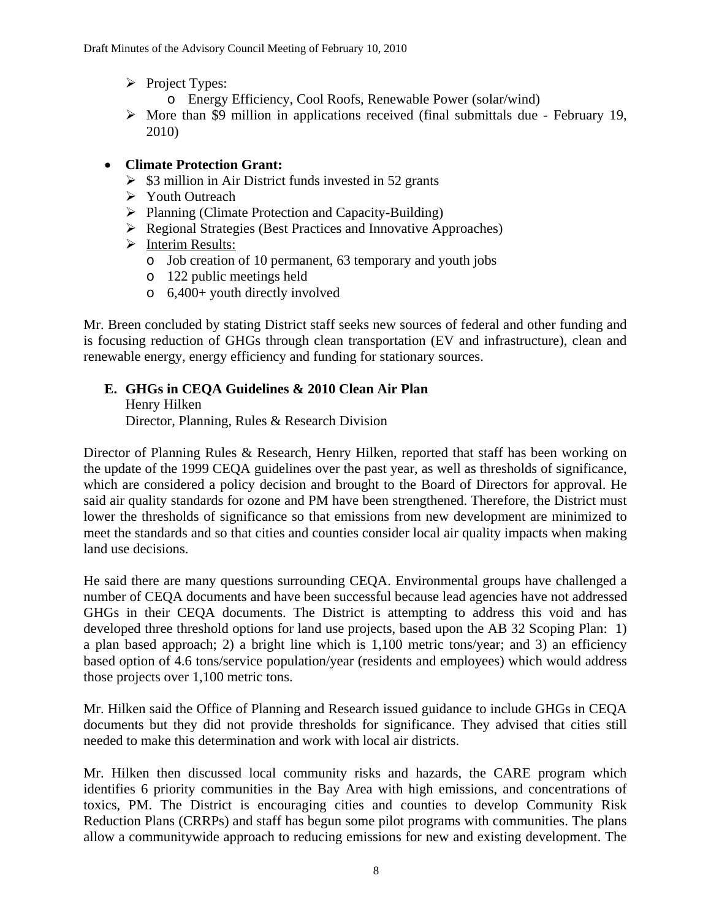- Project Types:
  - Energy Efficiency, Cool Roofs, Renewable Power (solar/wind)
- More than $9 million in applications received (final submittals due - February 19, 2010)

- **Climate Protection Grant:**
  - $3 million in Air District funds invested in 52 grants
  - Youth Outreach
  - Planning (Climate Protection and Capacity-Building)
  - Regional Strategies (Best Practices and Innovative Approaches)
  - Interim Results:
    - Job creation of 10 permanent, 63 temporary and youth jobs
    - 122 public meetings held
    - 6,400+ youth directly involved

Mr. Breen concluded by stating District staff seeks new sources of federal and other funding and is focusing reduction of GHGs through clean transportation (EV and infrastructure), clean and renewable energy, energy efficiency and funding for stationary sources.

**E. GHGs in CEQA Guidelines & 2010 Clean Air Plan**
Henry Hilken
Director, Planning, Rules & Research Division

Director of Planning Rules & Research, Henry Hilken, reported that staff has been working on the update of the 1999 CEQA guidelines over the past year, as well as thresholds of significance, which are considered a policy decision and brought to the Board of Directors for approval. He said air quality standards for ozone and PM have been strengthened. Therefore, the District must lower the thresholds of significance so that emissions from new development are minimized to meet the standards and so that cities and counties consider local air quality impacts when making land use decisions.

He said there are many questions surrounding CEQA. Environmental groups have challenged a number of CEQA documents and have been successful because lead agencies have not addressed GHGs in their CEQA documents. The District is attempting to address this void and has developed three threshold options for land use projects, based upon the AB 32 Scoping Plan: 1) a plan based approach; 2) a bright line which is 1,100 metric tons/year; and 3) an efficiency based option of 4.6 tons/service population/year (residents and employees) which would address those projects over 1,100 metric tons.

Mr. Hilken said the Office of Planning and Research issued guidance to include GHGs in CEQA documents but they did not provide thresholds for significance. They advised that cities still needed to make this determination and work with local air districts.

Mr. Hilken then discussed local community risks and hazards, the CARE program which identifies 6 priority communities in the Bay Area with high emissions, and concentrations of toxics, PM. The District is encouraging cities and counties to develop Community Risk Reduction Plans (CRRPs) and staff has begun some pilot programs with communities. The plans allow a communitywide approach to reducing emissions for new and existing development. The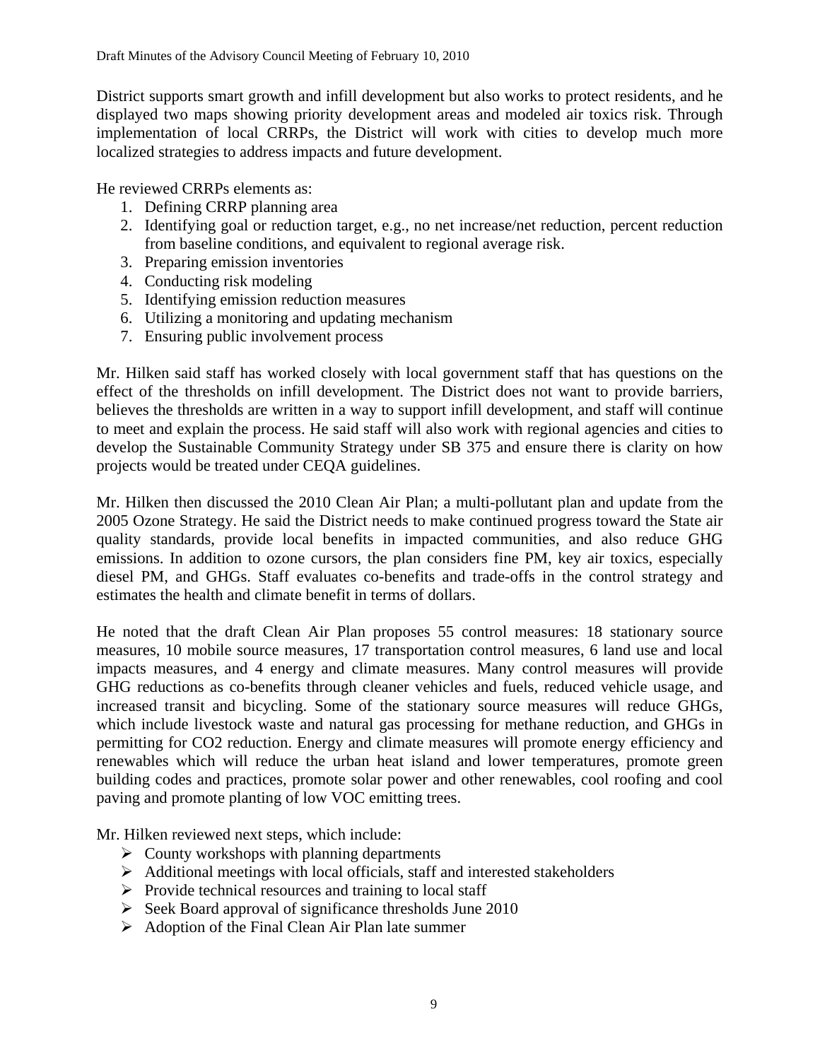District supports smart growth and infill development but also works to protect residents, and he displayed two maps showing priority development areas and modeled air toxics risk. Through implementation of local CRRPs, the District will work with cities to develop much more localized strategies to address impacts and future development.

He reviewed CRRPs elements as:

1. Defining CRRP planning area
2. Identifying goal or reduction target, e.g., no net increase/net reduction, percent reduction from baseline conditions, and equivalent to regional average risk.
3. Preparing emission inventories
4. Conducting risk modeling
5. Identifying emission reduction measures
6. Utilizing a monitoring and updating mechanism
7. Ensuring public involvement process

Mr. Hilken said staff has worked closely with local government staff that has questions on the effect of the thresholds on infill development. The District does not want to provide barriers, believes the thresholds are written in a way to support infill development, and staff will continue to meet and explain the process. He said staff will also work with regional agencies and cities to develop the Sustainable Community Strategy under SB 375 and ensure there is clarity on how projects would be treated under CEQA guidelines.

Mr. Hilken then discussed the 2010 Clean Air Plan; a multi-pollutant plan and update from the 2005 Ozone Strategy. He said the District needs to make continued progress toward the State air quality standards, provide local benefits in impacted communities, and also reduce GHG emissions. In addition to ozone cursors, the plan considers fine PM, key air toxics, especially diesel PM, and GHGs. Staff evaluates co-benefits and trade-offs in the control strategy and estimates the health and climate benefit in terms of dollars.

He noted that the draft Clean Air Plan proposes 55 control measures: 18 stationary source measures, 10 mobile source measures, 17 transportation control measures, 6 land use and local impacts measures, and 4 energy and climate measures. Many control measures will provide GHG reductions as co-benefits through cleaner vehicles and fuels, reduced vehicle usage, and increased transit and bicycling. Some of the stationary source measures will reduce GHGs, which include livestock waste and natural gas processing for methane reduction, and GHGs in permitting for CO2 reduction. Energy and climate measures will promote energy efficiency and renewables which will reduce the urban heat island and lower temperatures, promote green building codes and practices, promote solar power and other renewables, cool roofing and cool paving and promote planting of low VOC emitting trees.

Mr. Hilken reviewed next steps, which include:

- County workshops with planning departments
- Additional meetings with local officials, staff and interested stakeholders
- Provide technical resources and training to local staff
- Seek Board approval of significance thresholds June 2010
- Adoption of the Final Clean Air Plan late summer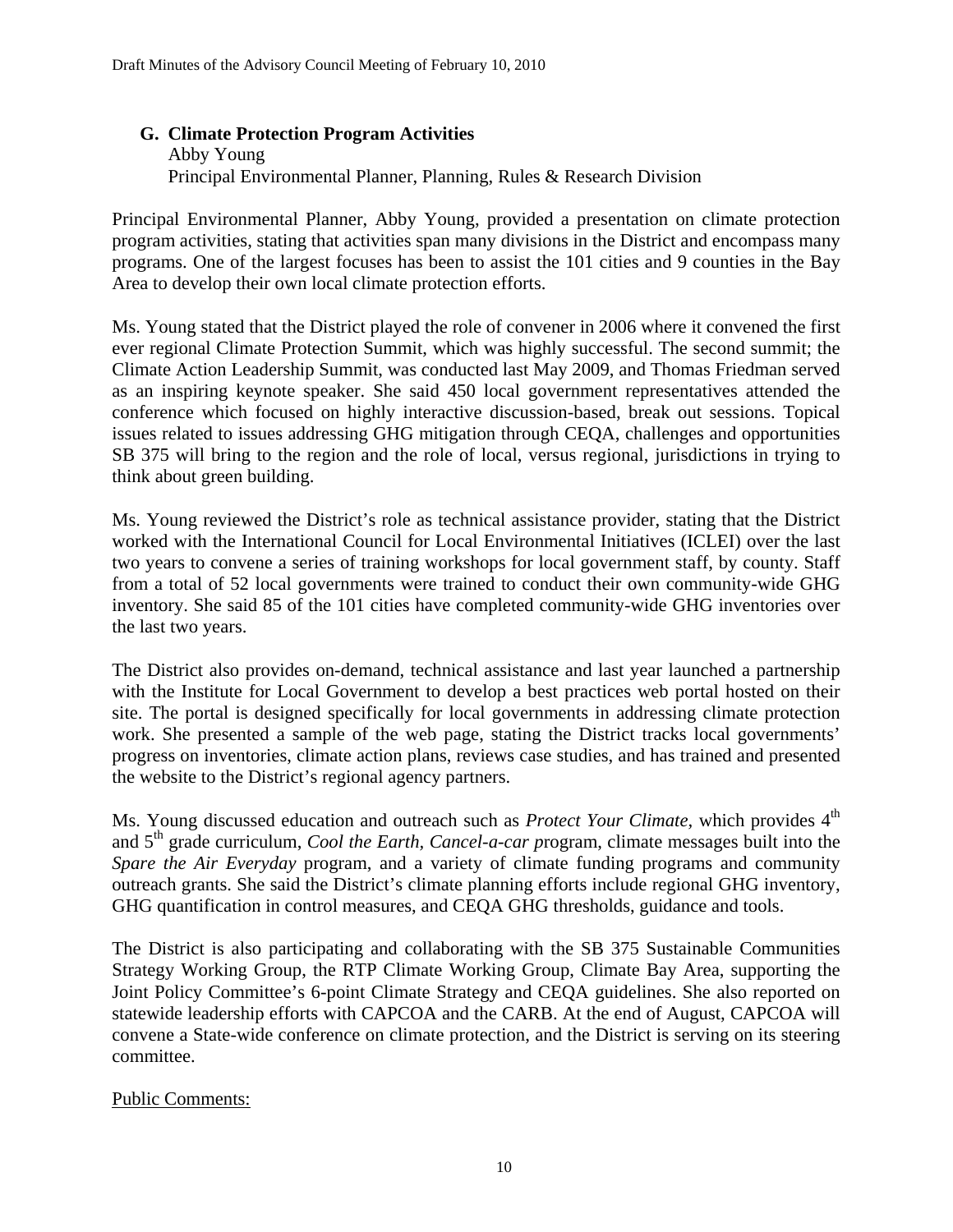### G. Climate Protection Program Activities

Abby Young
Principal Environmental Planner, Planning, Rules & Research Division

Principal Environmental Planner, Abby Young, provided a presentation on climate protection program activities, stating that activities span many divisions in the District and encompass many programs. One of the largest focuses has been to assist the 101 cities and 9 counties in the Bay Area to develop their own local climate protection efforts.

Ms. Young stated that the District played the role of convener in 2006 where it convened the first ever regional Climate Protection Summit, which was highly successful. The second summit; the Climate Action Leadership Summit, was conducted last May 2009, and Thomas Friedman served as an inspiring keynote speaker. She said 450 local government representatives attended the conference which focused on highly interactive discussion-based, break out sessions. Topical issues related to issues addressing GHG mitigation through CEQA, challenges and opportunities SB 375 will bring to the region and the role of local, versus regional, jurisdictions in trying to think about green building.

Ms. Young reviewed the District's role as technical assistance provider, stating that the District worked with the International Council for Local Environmental Initiatives (ICLEI) over the last two years to convene a series of training workshops for local government staff, by county. Staff from a total of 52 local governments were trained to conduct their own community-wide GHG inventory. She said 85 of the 101 cities have completed community-wide GHG inventories over the last two years.

The District also provides on-demand, technical assistance and last year launched a partnership with the Institute for Local Government to develop a best practices web portal hosted on their site. The portal is designed specifically for local governments in addressing climate protection work. She presented a sample of the web page, stating the District tracks local governments' progress on inventories, climate action plans, reviews case studies, and has trained and presented the website to the District's regional agency partners.

Ms. Young discussed education and outreach such as *Protect Your Climate*, which provides 4th and 5th grade curriculum, *Cool the Earth*, *Cancel-a-car p*rogram, climate messages built into the *Spare the Air Everyday* program, and a variety of climate funding programs and community outreach grants. She said the District's climate planning efforts include regional GHG inventory, GHG quantification in control measures, and CEQA GHG thresholds, guidance and tools.

The District is also participating and collaborating with the SB 375 Sustainable Communities Strategy Working Group, the RTP Climate Working Group, Climate Bay Area, supporting the Joint Policy Committee's 6-point Climate Strategy and CEQA guidelines. She also reported on statewide leadership efforts with CAPCOA and the CARB. At the end of August, CAPCOA will convene a State-wide conference on climate protection, and the District is serving on its steering committee.

Public Comments: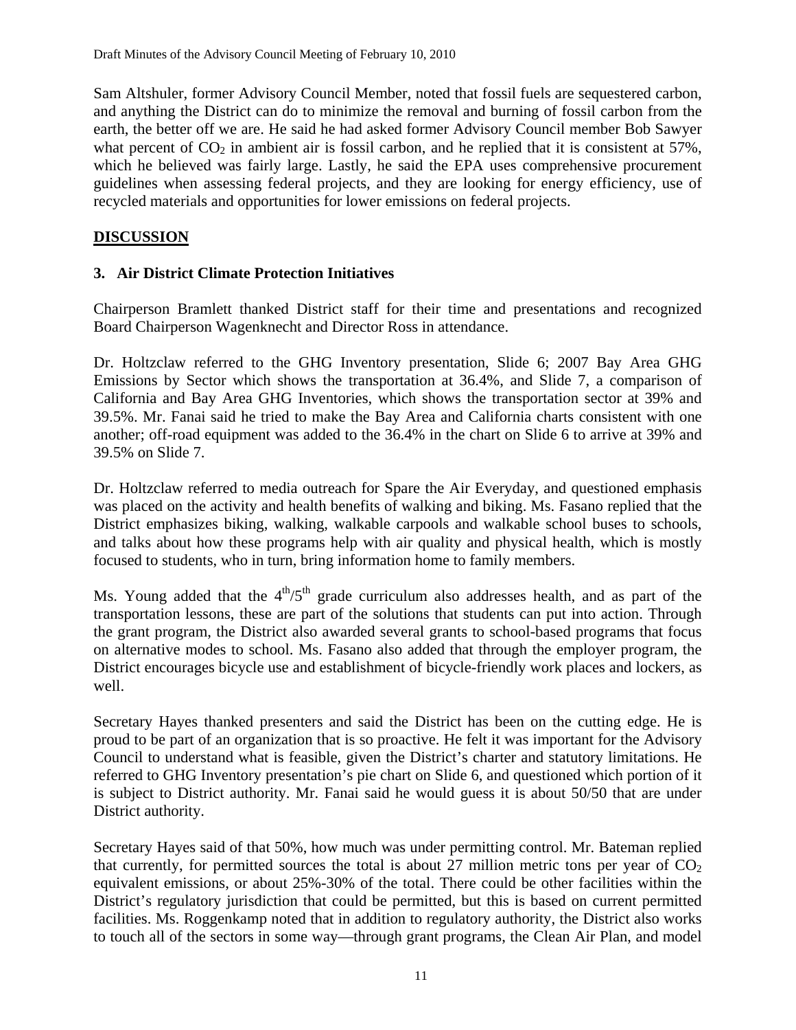Sam Altshuler, former Advisory Council Member, noted that fossil fuels are sequestered carbon, and anything the District can do to minimize the removal and burning of fossil carbon from the earth, the better off we are. He said he had asked former Advisory Council member Bob Sawyer what percent of $CO_2$ in ambient air is fossil carbon, and he replied that it is consistent at 57%, which he believed was fairly large. Lastly, he said the EPA uses comprehensive procurement guidelines when assessing federal projects, and they are looking for energy efficiency, use of recycled materials and opportunities for lower emissions on federal projects.

## DISCUSSION

### 3. Air District Climate Protection Initiatives

Chairperson Bramlett thanked District staff for their time and presentations and recognized Board Chairperson Wagenknecht and Director Ross in attendance.

Dr. Holtzclaw referred to the GHG Inventory presentation, Slide 6; 2007 Bay Area GHG Emissions by Sector which shows the transportation at 36.4%, and Slide 7, a comparison of California and Bay Area GHG Inventories, which shows the transportation sector at 39% and 39.5%. Mr. Fanai said he tried to make the Bay Area and California charts consistent with one another; off-road equipment was added to the 36.4% in the chart on Slide 6 to arrive at 39% and 39.5% on Slide 7.

Dr. Holtzclaw referred to media outreach for Spare the Air Everyday, and questioned emphasis was placed on the activity and health benefits of walking and biking. Ms. Fasano replied that the District emphasizes biking, walking, walkable carpools and walkable school buses to schools, and talks about how these programs help with air quality and physical health, which is mostly focused to students, who in turn, bring information home to family members.

Ms. Young added that the $4^{th}/5^{th}$ grade curriculum also addresses health, and as part of the transportation lessons, these are part of the solutions that students can put into action. Through the grant program, the District also awarded several grants to school-based programs that focus on alternative modes to school. Ms. Fasano also added that through the employer program, the District encourages bicycle use and establishment of bicycle-friendly work places and lockers, as well.

Secretary Hayes thanked presenters and said the District has been on the cutting edge. He is proud to be part of an organization that is so proactive. He felt it was important for the Advisory Council to understand what is feasible, given the District's charter and statutory limitations. He referred to GHG Inventory presentation's pie chart on Slide 6, and questioned which portion of it is subject to District authority. Mr. Fanai said he would guess it is about 50/50 that are under District authority.

Secretary Hayes said of that 50%, how much was under permitting control. Mr. Bateman replied that currently, for permitted sources the total is about 27 million metric tons per year of $CO_2$ equivalent emissions, or about 25%-30% of the total. There could be other facilities within the District's regulatory jurisdiction that could be permitted, but this is based on current permitted facilities. Ms. Roggenkamp noted that in addition to regulatory authority, the District also works to touch all of the sectors in some way—through grant programs, the Clean Air Plan, and model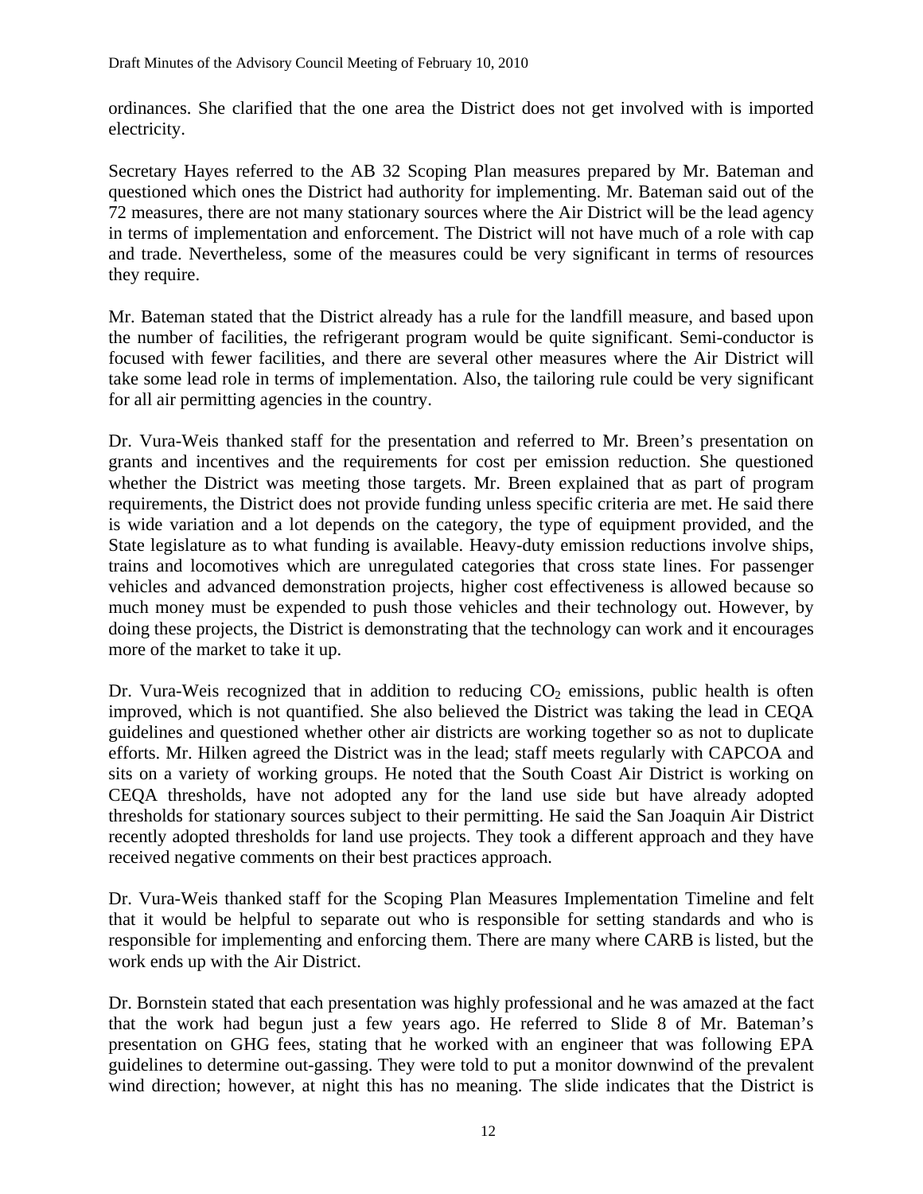ordinances. She clarified that the one area the District does not get involved with is imported electricity.

Secretary Hayes referred to the AB 32 Scoping Plan measures prepared by Mr. Bateman and questioned which ones the District had authority for implementing. Mr. Bateman said out of the 72 measures, there are not many stationary sources where the Air District will be the lead agency in terms of implementation and enforcement. The District will not have much of a role with cap and trade. Nevertheless, some of the measures could be very significant in terms of resources they require.

Mr. Bateman stated that the District already has a rule for the landfill measure, and based upon the number of facilities, the refrigerant program would be quite significant. Semi-conductor is focused with fewer facilities, and there are several other measures where the Air District will take some lead role in terms of implementation. Also, the tailoring rule could be very significant for all air permitting agencies in the country.

Dr. Vura-Weis thanked staff for the presentation and referred to Mr. Breen's presentation on grants and incentives and the requirements for cost per emission reduction. She questioned whether the District was meeting those targets. Mr. Breen explained that as part of program requirements, the District does not provide funding unless specific criteria are met. He said there is wide variation and a lot depends on the category, the type of equipment provided, and the State legislature as to what funding is available. Heavy-duty emission reductions involve ships, trains and locomotives which are unregulated categories that cross state lines. For passenger vehicles and advanced demonstration projects, higher cost effectiveness is allowed because so much money must be expended to push those vehicles and their technology out. However, by doing these projects, the District is demonstrating that the technology can work and it encourages more of the market to take it up.

Dr. Vura-Weis recognized that in addition to reducing $CO_2$ emissions, public health is often improved, which is not quantified. She also believed the District was taking the lead in CEQA guidelines and questioned whether other air districts are working together so as not to duplicate efforts. Mr. Hilken agreed the District was in the lead; staff meets regularly with CAPCOA and sits on a variety of working groups. He noted that the South Coast Air District is working on CEQA thresholds, have not adopted any for the land use side but have already adopted thresholds for stationary sources subject to their permitting. He said the San Joaquin Air District recently adopted thresholds for land use projects. They took a different approach and they have received negative comments on their best practices approach.

Dr. Vura-Weis thanked staff for the Scoping Plan Measures Implementation Timeline and felt that it would be helpful to separate out who is responsible for setting standards and who is responsible for implementing and enforcing them. There are many where CARB is listed, but the work ends up with the Air District.

Dr. Bornstein stated that each presentation was highly professional and he was amazed at the fact that the work had begun just a few years ago. He referred to Slide 8 of Mr. Bateman's presentation on GHG fees, stating that he worked with an engineer that was following EPA guidelines to determine out-gassing. They were told to put a monitor downwind of the prevalent wind direction; however, at night this has no meaning. The slide indicates that the District is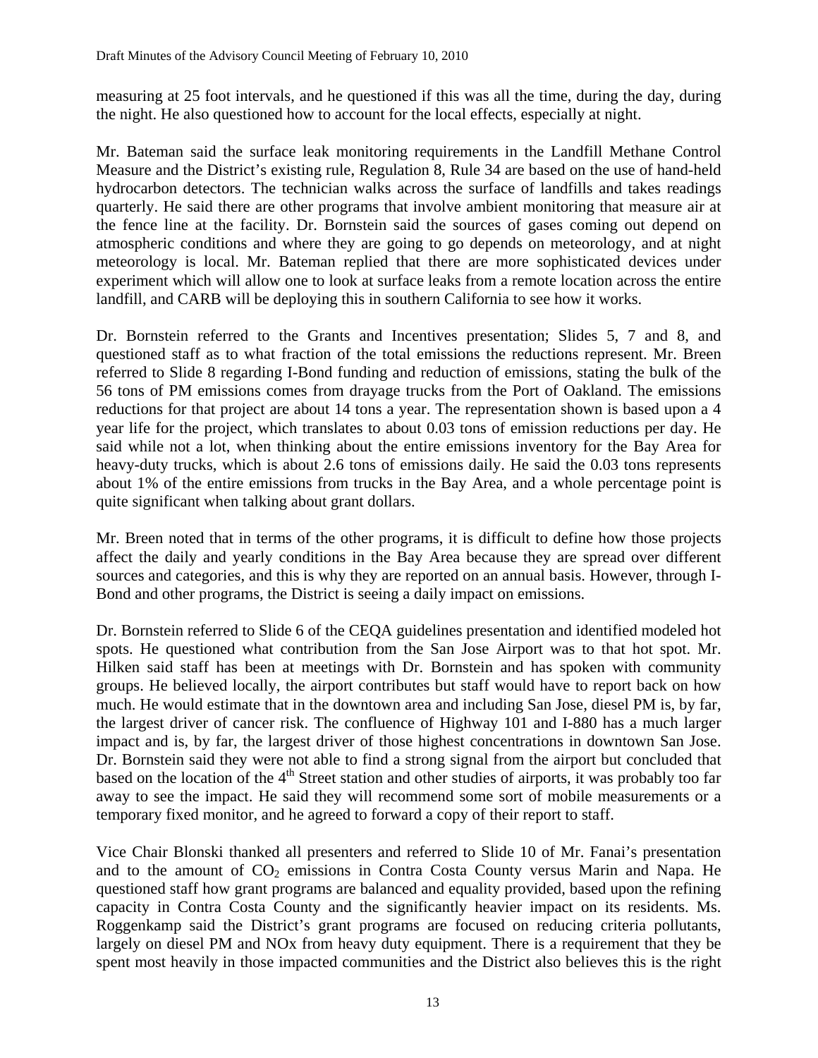measuring at 25 foot intervals, and he questioned if this was all the time, during the day, during the night. He also questioned how to account for the local effects, especially at night.

Mr. Bateman said the surface leak monitoring requirements in the Landfill Methane Control Measure and the District's existing rule, Regulation 8, Rule 34 are based on the use of hand-held hydrocarbon detectors. The technician walks across the surface of landfills and takes readings quarterly. He said there are other programs that involve ambient monitoring that measure air at the fence line at the facility. Dr. Bornstein said the sources of gases coming out depend on atmospheric conditions and where they are going to go depends on meteorology, and at night meteorology is local. Mr. Bateman replied that there are more sophisticated devices under experiment which will allow one to look at surface leaks from a remote location across the entire landfill, and CARB will be deploying this in southern California to see how it works.

Dr. Bornstein referred to the Grants and Incentives presentation; Slides 5, 7 and 8, and questioned staff as to what fraction of the total emissions the reductions represent. Mr. Breen referred to Slide 8 regarding I-Bond funding and reduction of emissions, stating the bulk of the 56 tons of PM emissions comes from drayage trucks from the Port of Oakland. The emissions reductions for that project are about 14 tons a year. The representation shown is based upon a 4 year life for the project, which translates to about 0.03 tons of emission reductions per day. He said while not a lot, when thinking about the entire emissions inventory for the Bay Area for heavy-duty trucks, which is about 2.6 tons of emissions daily. He said the 0.03 tons represents about 1% of the entire emissions from trucks in the Bay Area, and a whole percentage point is quite significant when talking about grant dollars.

Mr. Breen noted that in terms of the other programs, it is difficult to define how those projects affect the daily and yearly conditions in the Bay Area because they are spread over different sources and categories, and this is why they are reported on an annual basis. However, through I-Bond and other programs, the District is seeing a daily impact on emissions.

Dr. Bornstein referred to Slide 6 of the CEQA guidelines presentation and identified modeled hot spots. He questioned what contribution from the San Jose Airport was to that hot spot. Mr. Hilken said staff has been at meetings with Dr. Bornstein and has spoken with community groups. He believed locally, the airport contributes but staff would have to report back on how much. He would estimate that in the downtown area and including San Jose, diesel PM is, by far, the largest driver of cancer risk. The confluence of Highway 101 and I-880 has a much larger impact and is, by far, the largest driver of those highest concentrations in downtown San Jose. Dr. Bornstein said they were not able to find a strong signal from the airport but concluded that based on the location of the 4th Street station and other studies of airports, it was probably too far away to see the impact. He said they will recommend some sort of mobile measurements or a temporary fixed monitor, and he agreed to forward a copy of their report to staff.

Vice Chair Blonski thanked all presenters and referred to Slide 10 of Mr. Fanai's presentation and to the amount of $CO_2$ emissions in Contra Costa County versus Marin and Napa. He questioned staff how grant programs are balanced and equality provided, based upon the refining capacity in Contra Costa County and the significantly heavier impact on its residents. Ms. Roggenkamp said the District's grant programs are focused on reducing criteria pollutants, largely on diesel PM and NOx from heavy duty equipment. There is a requirement that they be spent most heavily in those impacted communities and the District also believes this is the right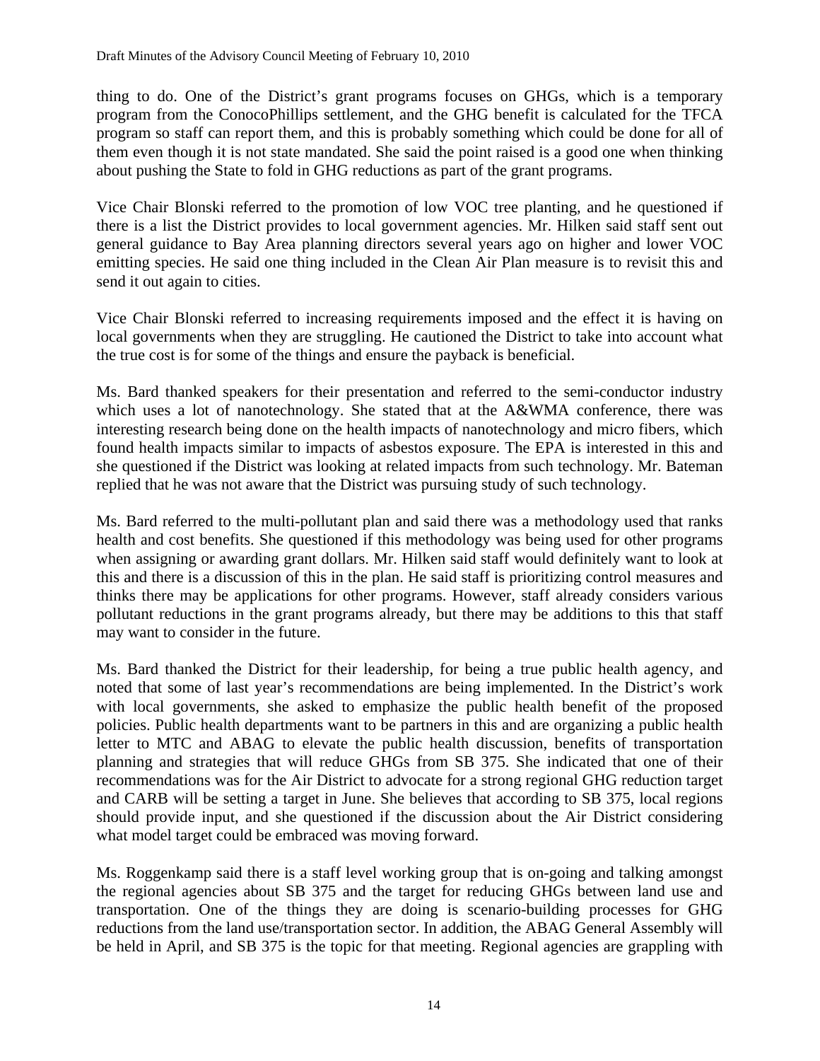thing to do. One of the District's grant programs focuses on GHGs, which is a temporary program from the ConocoPhillips settlement, and the GHG benefit is calculated for the TFCA program so staff can report them, and this is probably something which could be done for all of them even though it is not state mandated. She said the point raised is a good one when thinking about pushing the State to fold in GHG reductions as part of the grant programs.

Vice Chair Blonski referred to the promotion of low VOC tree planting, and he questioned if there is a list the District provides to local government agencies. Mr. Hilken said staff sent out general guidance to Bay Area planning directors several years ago on higher and lower VOC emitting species. He said one thing included in the Clean Air Plan measure is to revisit this and send it out again to cities.

Vice Chair Blonski referred to increasing requirements imposed and the effect it is having on local governments when they are struggling. He cautioned the District to take into account what the true cost is for some of the things and ensure the payback is beneficial.

Ms. Bard thanked speakers for their presentation and referred to the semi-conductor industry which uses a lot of nanotechnology. She stated that at the A&WMA conference, there was interesting research being done on the health impacts of nanotechnology and micro fibers, which found health impacts similar to impacts of asbestos exposure. The EPA is interested in this and she questioned if the District was looking at related impacts from such technology. Mr. Bateman replied that he was not aware that the District was pursuing study of such technology.

Ms. Bard referred to the multi-pollutant plan and said there was a methodology used that ranks health and cost benefits. She questioned if this methodology was being used for other programs when assigning or awarding grant dollars. Mr. Hilken said staff would definitely want to look at this and there is a discussion of this in the plan. He said staff is prioritizing control measures and thinks there may be applications for other programs. However, staff already considers various pollutant reductions in the grant programs already, but there may be additions to this that staff may want to consider in the future.

Ms. Bard thanked the District for their leadership, for being a true public health agency, and noted that some of last year's recommendations are being implemented. In the District's work with local governments, she asked to emphasize the public health benefit of the proposed policies. Public health departments want to be partners in this and are organizing a public health letter to MTC and ABAG to elevate the public health discussion, benefits of transportation planning and strategies that will reduce GHGs from SB 375. She indicated that one of their recommendations was for the Air District to advocate for a strong regional GHG reduction target and CARB will be setting a target in June. She believes that according to SB 375, local regions should provide input, and she questioned if the discussion about the Air District considering what model target could be embraced was moving forward.

Ms. Roggenkamp said there is a staff level working group that is on-going and talking amongst the regional agencies about SB 375 and the target for reducing GHGs between land use and transportation. One of the things they are doing is scenario-building processes for GHG reductions from the land use/transportation sector. In addition, the ABAG General Assembly will be held in April, and SB 375 is the topic for that meeting. Regional agencies are grappling with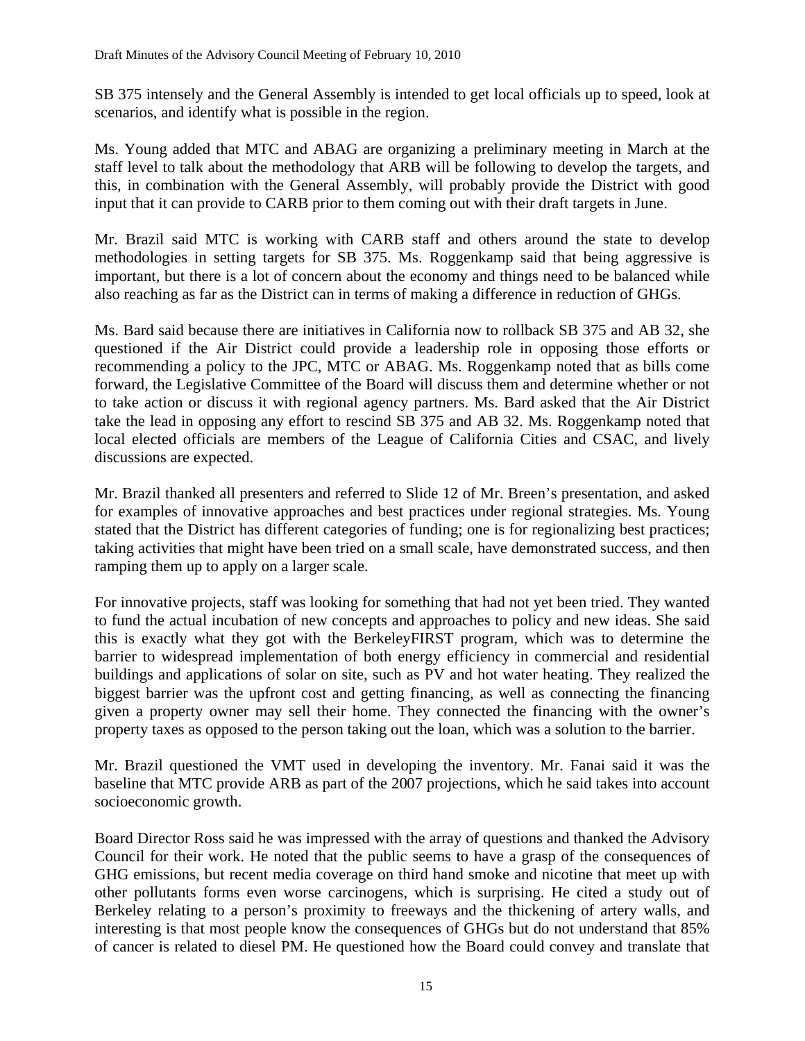SB 375 intensely and the General Assembly is intended to get local officials up to speed, look at scenarios, and identify what is possible in the region.

Ms. Young added that MTC and ABAG are organizing a preliminary meeting in March at the staff level to talk about the methodology that ARB will be following to develop the targets, and this, in combination with the General Assembly, will probably provide the District with good input that it can provide to CARB prior to them coming out with their draft targets in June.

Mr. Brazil said MTC is working with CARB staff and others around the state to develop methodologies in setting targets for SB 375. Ms. Roggenkamp said that being aggressive is important, but there is a lot of concern about the economy and things need to be balanced while also reaching as far as the District can in terms of making a difference in reduction of GHGs.

Ms. Bard said because there are initiatives in California now to rollback SB 375 and AB 32, she questioned if the Air District could provide a leadership role in opposing those efforts or recommending a policy to the JPC, MTC or ABAG. Ms. Roggenkamp noted that as bills come forward, the Legislative Committee of the Board will discuss them and determine whether or not to take action or discuss it with regional agency partners. Ms. Bard asked that the Air District take the lead in opposing any effort to rescind SB 375 and AB 32. Ms. Roggenkamp noted that local elected officials are members of the League of California Cities and CSAC, and lively discussions are expected.

Mr. Brazil thanked all presenters and referred to Slide 12 of Mr. Breen's presentation, and asked for examples of innovative approaches and best practices under regional strategies. Ms. Young stated that the District has different categories of funding; one is for regionalizing best practices; taking activities that might have been tried on a small scale, have demonstrated success, and then ramping them up to apply on a larger scale.

For innovative projects, staff was looking for something that had not yet been tried. They wanted to fund the actual incubation of new concepts and approaches to policy and new ideas. She said this is exactly what they got with the BerkeleyFIRST program, which was to determine the barrier to widespread implementation of both energy efficiency in commercial and residential buildings and applications of solar on site, such as PV and hot water heating. They realized the biggest barrier was the upfront cost and getting financing, as well as connecting the financing given a property owner may sell their home. They connected the financing with the owner's property taxes as opposed to the person taking out the loan, which was a solution to the barrier.

Mr. Brazil questioned the VMT used in developing the inventory. Mr. Fanai said it was the baseline that MTC provide ARB as part of the 2007 projections, which he said takes into account socioeconomic growth.

Board Director Ross said he was impressed with the array of questions and thanked the Advisory Council for their work. He noted that the public seems to have a grasp of the consequences of GHG emissions, but recent media coverage on third hand smoke and nicotine that meet up with other pollutants forms even worse carcinogens, which is surprising. He cited a study out of Berkeley relating to a person's proximity to freeways and the thickening of artery walls, and interesting is that most people know the consequences of GHGs but do not understand that 85% of cancer is related to diesel PM. He questioned how the Board could convey and translate that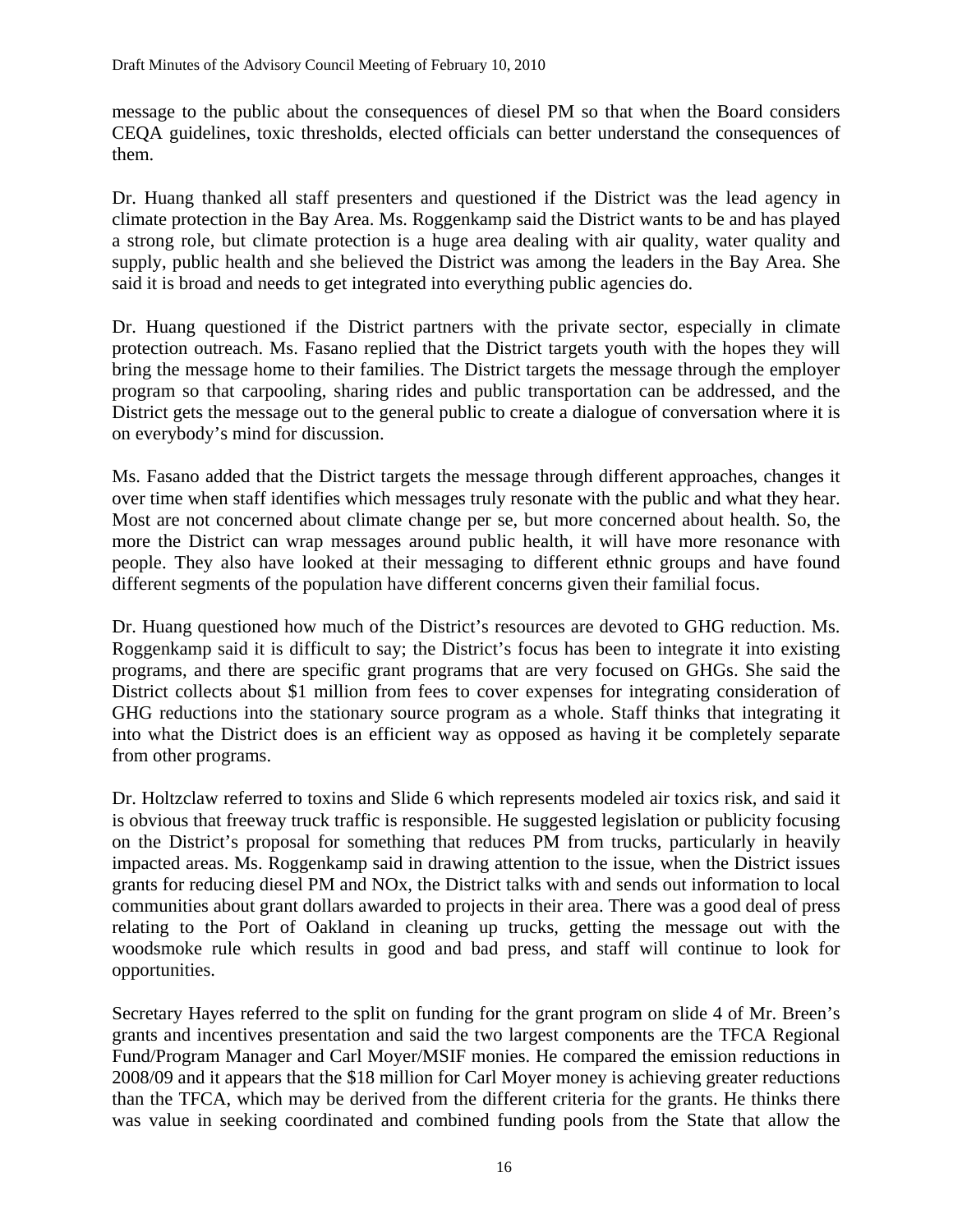message to the public about the consequences of diesel PM so that when the Board considers CEQA guidelines, toxic thresholds, elected officials can better understand the consequences of them.

Dr. Huang thanked all staff presenters and questioned if the District was the lead agency in climate protection in the Bay Area. Ms. Roggenkamp said the District wants to be and has played a strong role, but climate protection is a huge area dealing with air quality, water quality and supply, public health and she believed the District was among the leaders in the Bay Area. She said it is broad and needs to get integrated into everything public agencies do.

Dr. Huang questioned if the District partners with the private sector, especially in climate protection outreach. Ms. Fasano replied that the District targets youth with the hopes they will bring the message home to their families. The District targets the message through the employer program so that carpooling, sharing rides and public transportation can be addressed, and the District gets the message out to the general public to create a dialogue of conversation where it is on everybody's mind for discussion.

Ms. Fasano added that the District targets the message through different approaches, changes it over time when staff identifies which messages truly resonate with the public and what they hear. Most are not concerned about climate change per se, but more concerned about health. So, the more the District can wrap messages around public health, it will have more resonance with people. They also have looked at their messaging to different ethnic groups and have found different segments of the population have different concerns given their familial focus.

Dr. Huang questioned how much of the District's resources are devoted to GHG reduction. Ms. Roggenkamp said it is difficult to say; the District's focus has been to integrate it into existing programs, and there are specific grant programs that are very focused on GHGs. She said the District collects about $1 million from fees to cover expenses for integrating consideration of GHG reductions into the stationary source program as a whole. Staff thinks that integrating it into what the District does is an efficient way as opposed as having it be completely separate from other programs.

Dr. Holtzclaw referred to toxins and Slide 6 which represents modeled air toxics risk, and said it is obvious that freeway truck traffic is responsible. He suggested legislation or publicity focusing on the District's proposal for something that reduces PM from trucks, particularly in heavily impacted areas. Ms. Roggenkamp said in drawing attention to the issue, when the District issues grants for reducing diesel PM and NOx, the District talks with and sends out information to local communities about grant dollars awarded to projects in their area. There was a good deal of press relating to the Port of Oakland in cleaning up trucks, getting the message out with the woodsmoke rule which results in good and bad press, and staff will continue to look for opportunities.

Secretary Hayes referred to the split on funding for the grant program on slide 4 of Mr. Breen's grants and incentives presentation and said the two largest components are the TFCA Regional Fund/Program Manager and Carl Moyer/MSIF monies. He compared the emission reductions in 2008/09 and it appears that the $18 million for Carl Moyer money is achieving greater reductions than the TFCA, which may be derived from the different criteria for the grants. He thinks there was value in seeking coordinated and combined funding pools from the State that allow the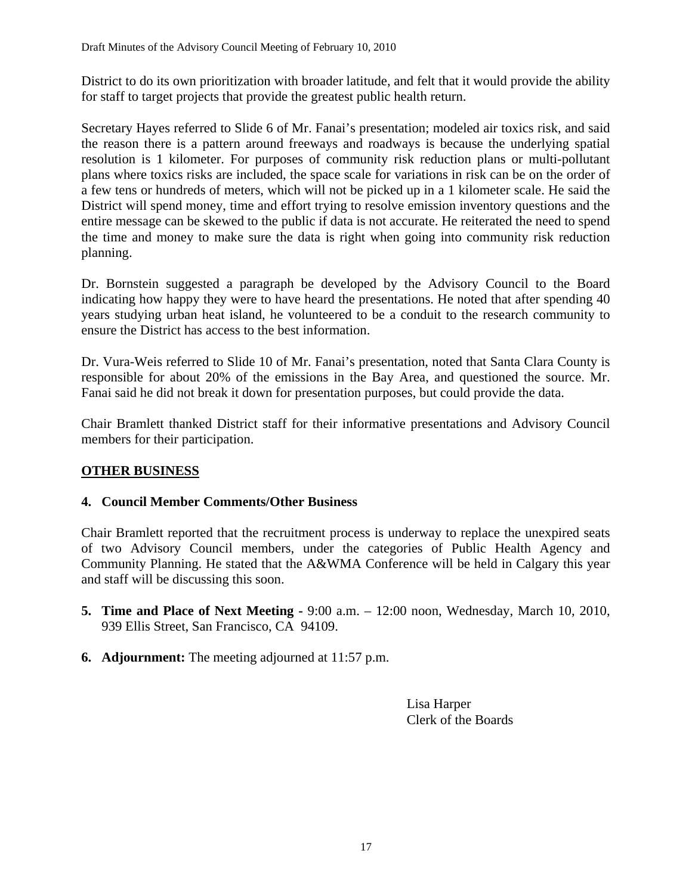District to do its own prioritization with broader latitude, and felt that it would provide the ability for staff to target projects that provide the greatest public health return.

Secretary Hayes referred to Slide 6 of Mr. Fanai's presentation; modeled air toxics risk, and said the reason there is a pattern around freeways and roadways is because the underlying spatial resolution is 1 kilometer. For purposes of community risk reduction plans or multi-pollutant plans where toxics risks are included, the space scale for variations in risk can be on the order of a few tens or hundreds of meters, which will not be picked up in a 1 kilometer scale. He said the District will spend money, time and effort trying to resolve emission inventory questions and the entire message can be skewed to the public if data is not accurate. He reiterated the need to spend the time and money to make sure the data is right when going into community risk reduction planning.

Dr. Bornstein suggested a paragraph be developed by the Advisory Council to the Board indicating how happy they were to have heard the presentations. He noted that after spending 40 years studying urban heat island, he volunteered to be a conduit to the research community to ensure the District has access to the best information.

Dr. Vura-Weis referred to Slide 10 of Mr. Fanai's presentation, noted that Santa Clara County is responsible for about 20% of the emissions in the Bay Area, and questioned the source. Mr. Fanai said he did not break it down for presentation purposes, but could provide the data.

Chair Bramlett thanked District staff for their informative presentations and Advisory Council members for their participation.

## OTHER BUSINESS

**4. Council Member Comments/Other Business**

Chair Bramlett reported that the recruitment process is underway to replace the unexpired seats of two Advisory Council members, under the categories of Public Health Agency and Community Planning. He stated that the A&WMA Conference will be held in Calgary this year and staff will be discussing this soon.

**5. Time and Place of Next Meeting -** 9:00 a.m. – 12:00 noon, Wednesday, March 10, 2010, 939 Ellis Street, San Francisco, CA 94109.

**6. Adjournment:** The meeting adjourned at 11:57 p.m.

Lisa Harper
Clerk of the Boards